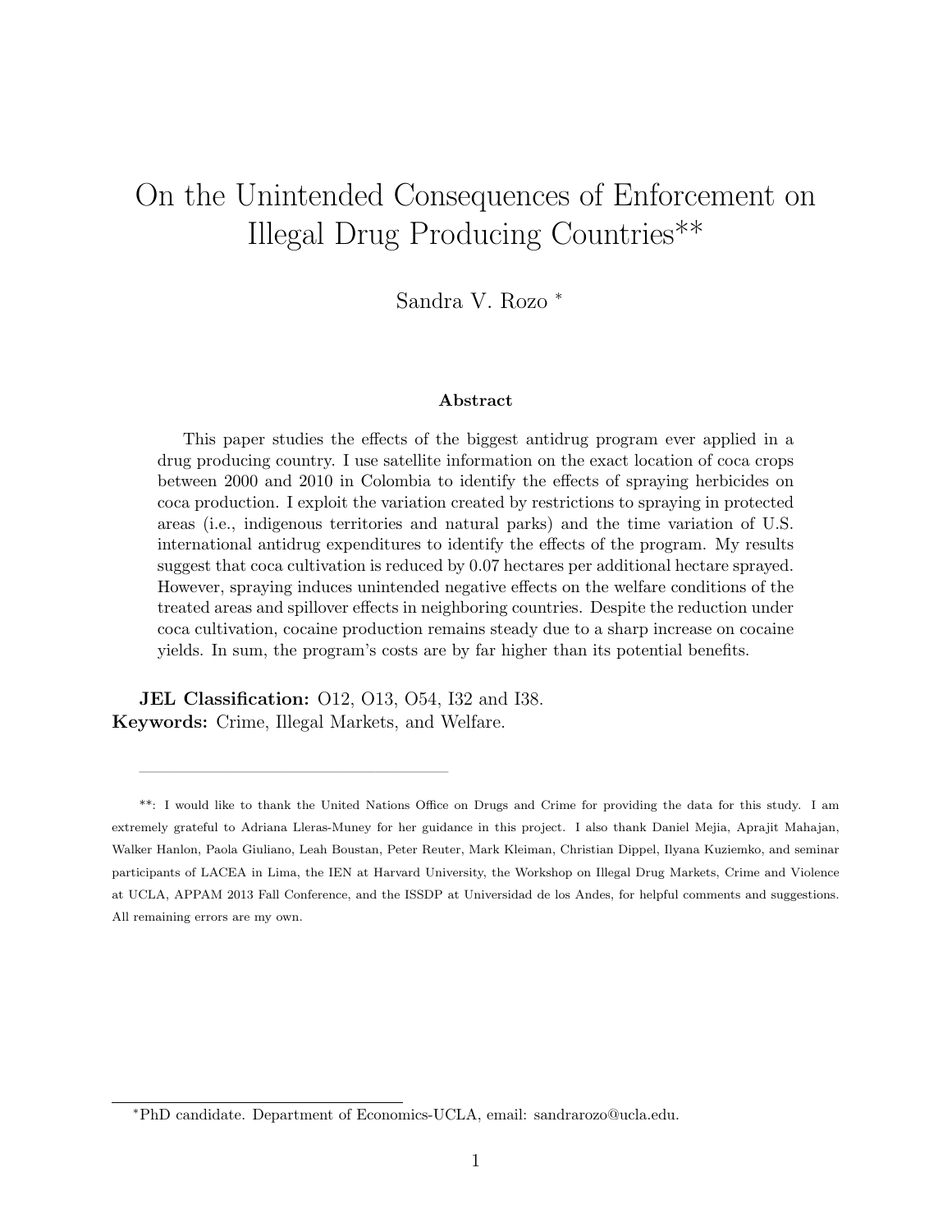# On the Unintended Consequences of Enforcement on Illegal Drug Producing Countries**

Sandra V. Rozo *

### Abstract

This paper studies the effects of the biggest antidrug program ever applied in a drug producing country. I use satellite information on the exact location of coca crops between 2000 and 2010 in Colombia to identify the effects of spraying herbicides on coca production. I exploit the variation created by restrictions to spraying in protected areas (i.e., indigenous territories and natural parks) and the time variation of U.S. international antidrug expenditures to identify the effects of the program. My results suggest that coca cultivation is reduced by 0.07 hectares per additional hectare sprayed. However, spraying induces unintended negative effects on the welfare conditions of the treated areas and spillover effects in neighboring countries. Despite the reduction under coca cultivation, cocaine production remains steady due to a sharp increase on cocaine yields. In sum, the program's costs are by far higher than its potential benefits.

**JEL Classification:** O12, O13, O54, I32 and I38.
**Keywords:** Crime, Illegal Markets, and Welfare.

---

**: I would like to thank the United Nations Office on Drugs and Crime for providing the data for this study. I am extremely grateful to Adriana Lleras-Muney for her guidance in this project. I also thank Daniel Mejia, Aprajit Mahajan, Walker Hanlon, Paola Giuliano, Leah Boustan, Peter Reuter, Mark Kleiman, Christian Dippel, Ilyana Kuziemko, and seminar participants of LACEA in Lima, the IEN at Harvard University, the Workshop on Illegal Drug Markets, Crime and Violence at UCLA, APPAM 2013 Fall Conference, and the ISSDP at Universidad de los Andes, for helpful comments and suggestions. All remaining errors are my own.

*PhD candidate. Department of Economics-UCLA, email: sandrarozo@ucla.edu.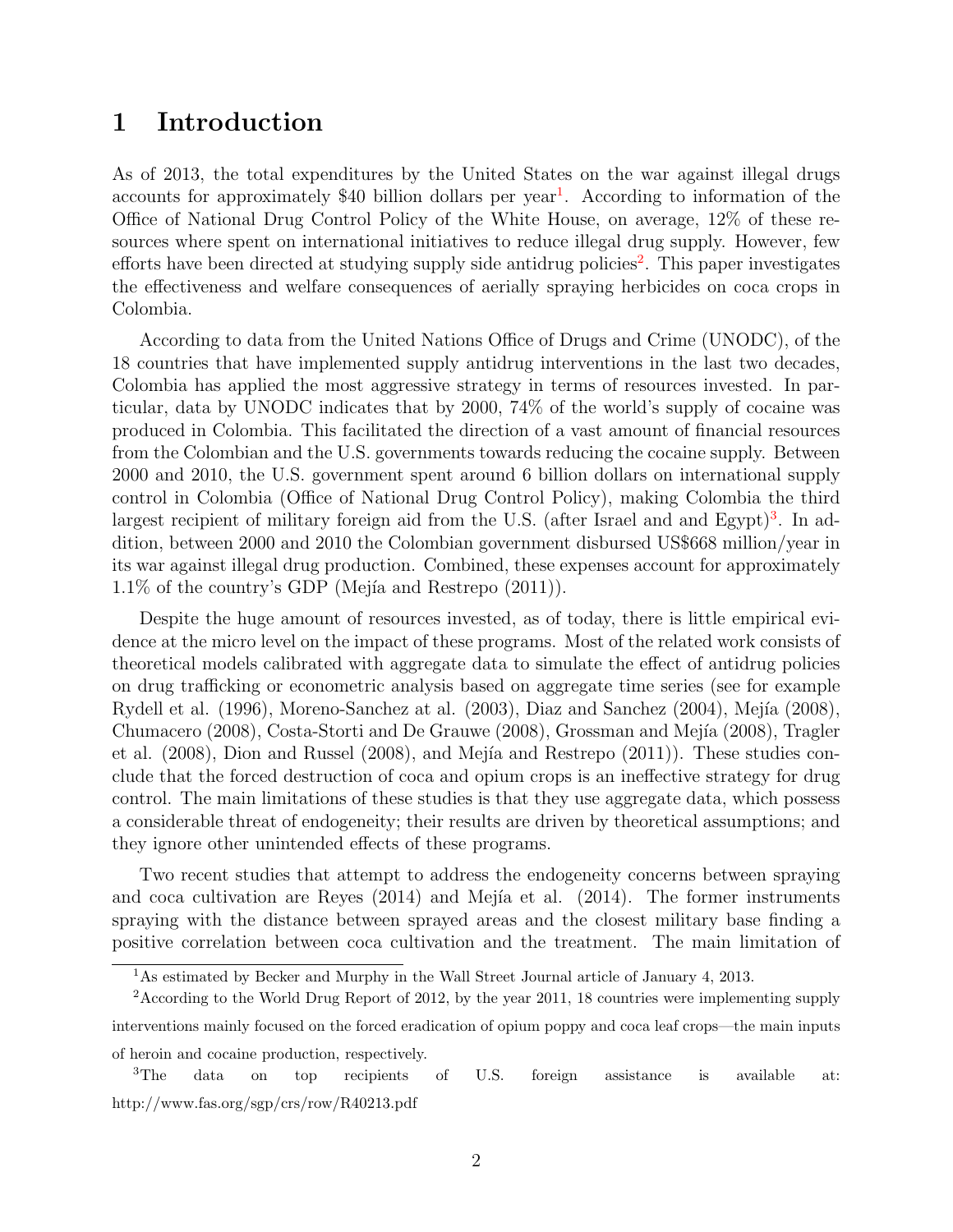# 1 Introduction

As of 2013, the total expenditures by the United States on the war against illegal drugs accounts for approximately \$40 billion dollars per year[1]. According to information of the Office of National Drug Control Policy of the White House, on average, 12% of these resources where spent on international initiatives to reduce illegal drug supply. However, few efforts have been directed at studying supply side antidrug policies[2]. This paper investigates the effectiveness and welfare consequences of aerially spraying herbicides on coca crops in Colombia.

According to data from the United Nations Office of Drugs and Crime (UNODC), of the 18 countries that have implemented supply antidrug interventions in the last two decades, Colombia has applied the most aggressive strategy in terms of resources invested. In particular, data by UNODC indicates that by 2000, 74% of the world's supply of cocaine was produced in Colombia. This facilitated the direction of a vast amount of financial resources from the Colombian and the U.S. governments towards reducing the cocaine supply. Between 2000 and 2010, the U.S. government spent around 6 billion dollars on international supply control in Colombia (Office of National Drug Control Policy), making Colombia the third largest recipient of military foreign aid from the U.S. (after Israel and and Egypt)[3]. In addition, between 2000 and 2010 the Colombian government disbursed US\$668 million/year in its war against illegal drug production. Combined, these expenses account for approximately 1.1% of the country's GDP (Mejía and Restrepo (2011)).

Despite the huge amount of resources invested, as of today, there is little empirical evidence at the micro level on the impact of these programs. Most of the related work consists of theoretical models calibrated with aggregate data to simulate the effect of antidrug policies on drug trafficking or econometric analysis based on aggregate time series (see for example Rydell et al. (1996), Moreno-Sanchez at al. (2003), Diaz and Sanchez (2004), Mejía (2008), Chumacero (2008), Costa-Storti and De Grauwe (2008), Grossman and Mejía (2008), Tragler et al. (2008), Dion and Russel (2008), and Mejía and Restrepo (2011)). These studies conclude that the forced destruction of coca and opium crops is an ineffective strategy for drug control. The main limitations of these studies is that they use aggregate data, which possess a considerable threat of endogeneity; their results are driven by theoretical assumptions; and they ignore other unintended effects of these programs.

Two recent studies that attempt to address the endogeneity concerns between spraying and coca cultivation are Reyes (2014) and Mejía et al. (2014). The former instruments spraying with the distance between sprayed areas and the closest military base finding a positive correlation between coca cultivation and the treatment. The main limitation of

[1] As estimated by Becker and Murphy in the Wall Street Journal article of January 4, 2013.

[2] According to the World Drug Report of 2012, by the year 2011, 18 countries were implementing supply interventions mainly focused on the forced eradication of opium poppy and coca leaf crops—the main inputs of heroin and cocaine production, respectively.

[3] The data on top recipients of U.S. foreign assistance is available at: http://www.fas.org/sgp/crs/row/R40213.pdf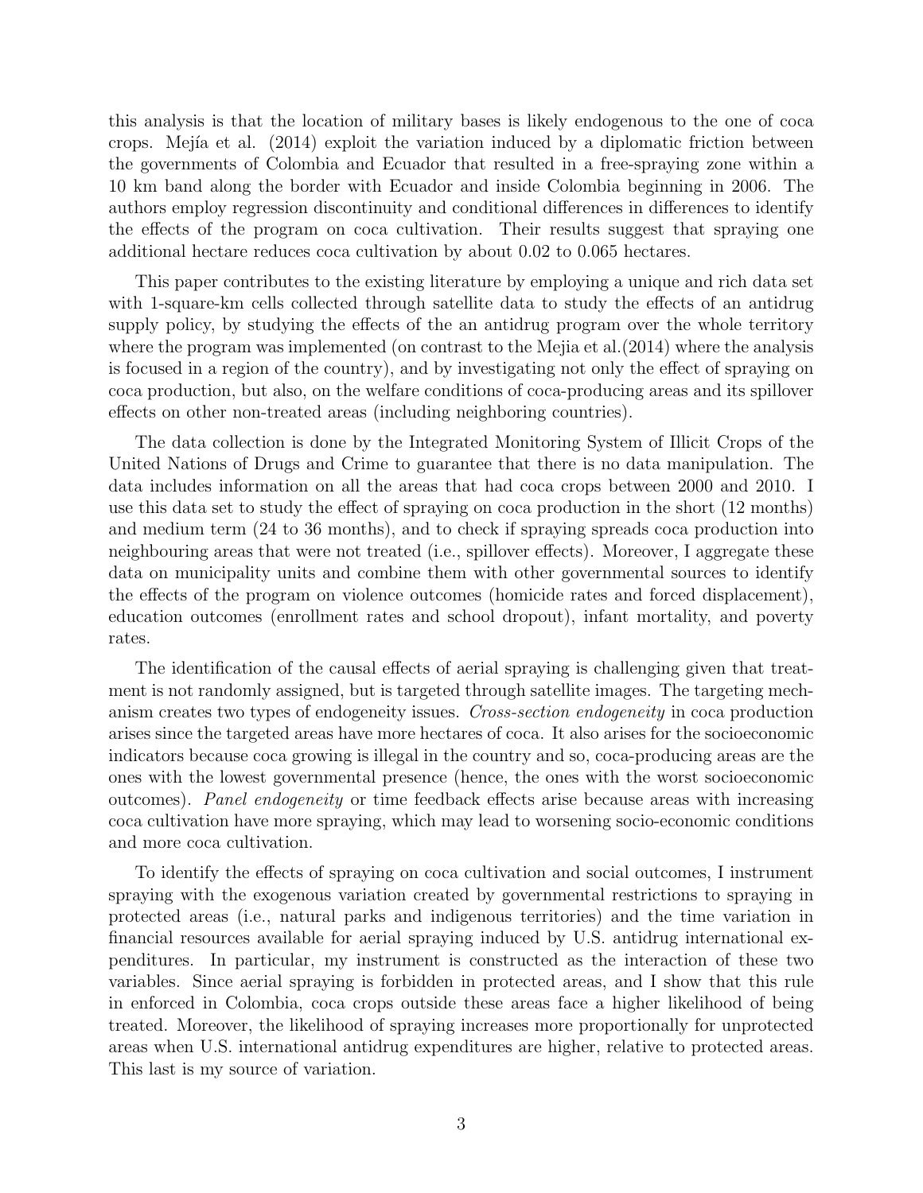this analysis is that the location of military bases is likely endogenous to the one of coca crops. Mejía et al. (2014) exploit the variation induced by a diplomatic friction between the governments of Colombia and Ecuador that resulted in a free-spraying zone within a 10 km band along the border with Ecuador and inside Colombia beginning in 2006. The authors employ regression discontinuity and conditional differences in differences to identify the effects of the program on coca cultivation. Their results suggest that spraying one additional hectare reduces coca cultivation by about 0.02 to 0.065 hectares.

This paper contributes to the existing literature by employing a unique and rich data set with 1-square-km cells collected through satellite data to study the effects of an antidrug supply policy, by studying the effects of the an antidrug program over the whole territory where the program was implemented (on contrast to the Mejia et al.(2014) where the analysis is focused in a region of the country), and by investigating not only the effect of spraying on coca production, but also, on the welfare conditions of coca-producing areas and its spillover effects on other non-treated areas (including neighboring countries).

The data collection is done by the Integrated Monitoring System of Illicit Crops of the United Nations of Drugs and Crime to guarantee that there is no data manipulation. The data includes information on all the areas that had coca crops between 2000 and 2010. I use this data set to study the effect of spraying on coca production in the short (12 months) and medium term (24 to 36 months), and to check if spraying spreads coca production into neighbouring areas that were not treated (i.e., spillover effects). Moreover, I aggregate these data on municipality units and combine them with other governmental sources to identify the effects of the program on violence outcomes (homicide rates and forced displacement), education outcomes (enrollment rates and school dropout), infant mortality, and poverty rates.

The identification of the causal effects of aerial spraying is challenging given that treatment is not randomly assigned, but is targeted through satellite images. The targeting mechanism creates two types of endogeneity issues. *Cross-section endogeneity* in coca production arises since the targeted areas have more hectares of coca. It also arises for the socioeconomic indicators because coca growing is illegal in the country and so, coca-producing areas are the ones with the lowest governmental presence (hence, the ones with the worst socioeconomic outcomes). *Panel endogeneity* or time feedback effects arise because areas with increasing coca cultivation have more spraying, which may lead to worsening socio-economic conditions and more coca cultivation.

To identify the effects of spraying on coca cultivation and social outcomes, I instrument spraying with the exogenous variation created by governmental restrictions to spraying in protected areas (i.e., natural parks and indigenous territories) and the time variation in financial resources available for aerial spraying induced by U.S. antidrug international expenditures. In particular, my instrument is constructed as the interaction of these two variables. Since aerial spraying is forbidden in protected areas, and I show that this rule in enforced in Colombia, coca crops outside these areas face a higher likelihood of being treated. Moreover, the likelihood of spraying increases more proportionally for unprotected areas when U.S. international antidrug expenditures are higher, relative to protected areas. This last is my source of variation.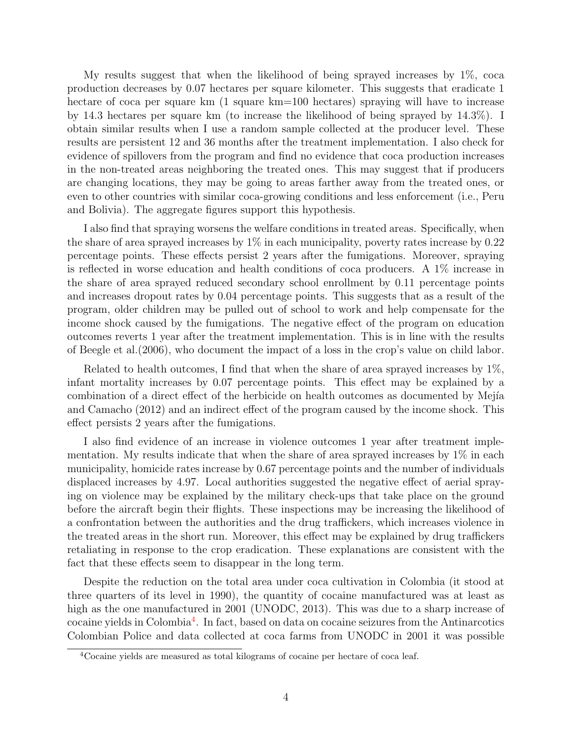My results suggest that when the likelihood of being sprayed increases by 1%, coca production decreases by 0.07 hectares per square kilometer. This suggests that eradicate 1 hectare of coca per square km (1 square km=100 hectares) spraying will have to increase by 14.3 hectares per square km (to increase the likelihood of being sprayed by 14.3%). I obtain similar results when I use a random sample collected at the producer level. These results are persistent 12 and 36 months after the treatment implementation. I also check for evidence of spillovers from the program and find no evidence that coca production increases in the non-treated areas neighboring the treated ones. This may suggest that if producers are changing locations, they may be going to areas farther away from the treated ones, or even to other countries with similar coca-growing conditions and less enforcement (i.e., Peru and Bolivia). The aggregate figures support this hypothesis.

I also find that spraying worsens the welfare conditions in treated areas. Specifically, when the share of area sprayed increases by 1% in each municipality, poverty rates increase by 0.22 percentage points. These effects persist 2 years after the fumigations. Moreover, spraying is reflected in worse education and health conditions of coca producers. A 1% increase in the share of area sprayed reduced secondary school enrollment by 0.11 percentage points and increases dropout rates by 0.04 percentage points. This suggests that as a result of the program, older children may be pulled out of school to work and help compensate for the income shock caused by the fumigations. The negative effect of the program on education outcomes reverts 1 year after the treatment implementation. This is in line with the results of Beegle et al.(2006), who document the impact of a loss in the crop's value on child labor.

Related to health outcomes, I find that when the share of area sprayed increases by 1%, infant mortality increases by 0.07 percentage points. This effect may be explained by a combination of a direct effect of the herbicide on health outcomes as documented by Mejía and Camacho (2012) and an indirect effect of the program caused by the income shock. This effect persists 2 years after the fumigations.

I also find evidence of an increase in violence outcomes 1 year after treatment implementation. My results indicate that when the share of area sprayed increases by 1% in each municipality, homicide rates increase by 0.67 percentage points and the number of individuals displaced increases by 4.97. Local authorities suggested the negative effect of aerial spraying on violence may be explained by the military check-ups that take place on the ground before the aircraft begin their flights. These inspections may be increasing the likelihood of a confrontation between the authorities and the drug traffickers, which increases violence in the treated areas in the short run. Moreover, this effect may be explained by drug traffickers retaliating in response to the crop eradication. These explanations are consistent with the fact that these effects seem to disappear in the long term.

Despite the reduction on the total area under coca cultivation in Colombia (it stood at three quarters of its level in 1990), the quantity of cocaine manufactured was at least as high as the one manufactured in 2001 (UNODC, 2013). This was due to a sharp increase of cocaine yields in Colombia[4]. In fact, based on data on cocaine seizures from the Antinarcotics Colombian Police and data collected at coca farms from UNODC in 2001 it was possible

[4] Cocaine yields are measured as total kilograms of cocaine per hectare of coca leaf.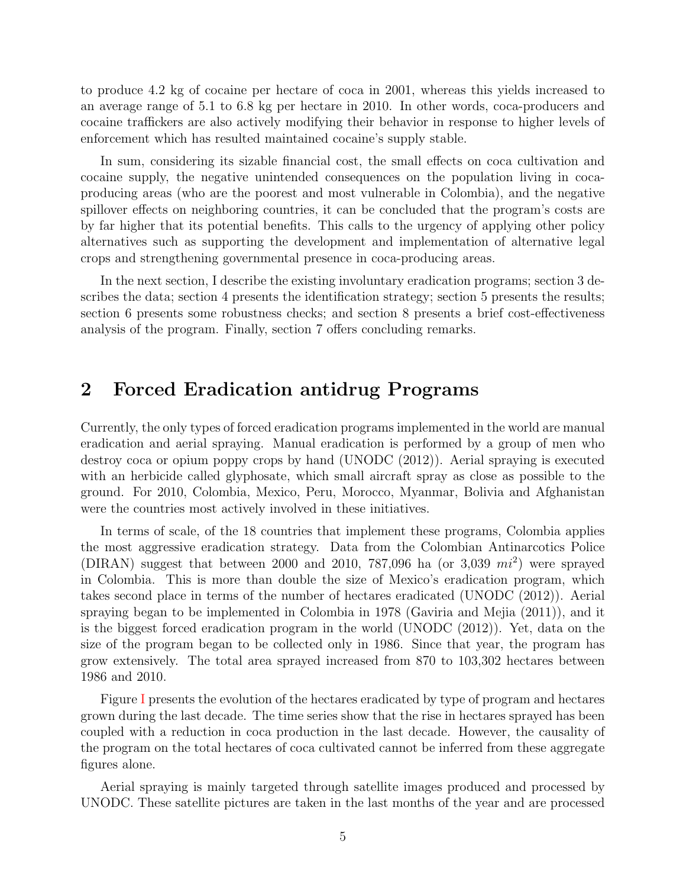to produce 4.2 kg of cocaine per hectare of coca in 2001, whereas this yields increased to an average range of 5.1 to 6.8 kg per hectare in 2010. In other words, coca-producers and cocaine traffickers are also actively modifying their behavior in response to higher levels of enforcement which has resulted maintained cocaine's supply stable.

In sum, considering its sizable financial cost, the small effects on coca cultivation and cocaine supply, the negative unintended consequences on the population living in coca-producing areas (who are the poorest and most vulnerable in Colombia), and the negative spillover effects on neighboring countries, it can be concluded that the program's costs are by far higher that its potential benefits. This calls to the urgency of applying other policy alternatives such as supporting the development and implementation of alternative legal crops and strengthening governmental presence in coca-producing areas.

In the next section, I describe the existing involuntary eradication programs; section 3 describes the data; section 4 presents the identification strategy; section 5 presents the results; section 6 presents some robustness checks; and section 8 presents a brief cost-effectiveness analysis of the program. Finally, section 7 offers concluding remarks.

## 2 Forced Eradication antidrug Programs

Currently, the only types of forced eradication programs implemented in the world are manual eradication and aerial spraying. Manual eradication is performed by a group of men who destroy coca or opium poppy crops by hand (UNODC (2012)). Aerial spraying is executed with an herbicide called glyphosate, which small aircraft spray as close as possible to the ground. For 2010, Colombia, Mexico, Peru, Morocco, Myanmar, Bolivia and Afghanistan were the countries most actively involved in these initiatives.

In terms of scale, of the 18 countries that implement these programs, Colombia applies the most aggressive eradication strategy. Data from the Colombian Antinarcotics Police (DIRAN) suggest that between 2000 and 2010, 787,096 ha (or 3,039 $mi^2$) were sprayed in Colombia. This is more than double the size of Mexico's eradication program, which takes second place in terms of the number of hectares eradicated (UNODC (2012)). Aerial spraying began to be implemented in Colombia in 1978 (Gaviria and Mejia (2011)), and it is the biggest forced eradication program in the world (UNODC (2012)). Yet, data on the size of the program began to be collected only in 1986. Since that year, the program has grow extensively. The total area sprayed increased from 870 to 103,302 hectares between 1986 and 2010.

Figure I presents the evolution of the hectares eradicated by type of program and hectares grown during the last decade. The time series show that the rise in hectares sprayed has been coupled with a reduction in coca production in the last decade. However, the causality of the program on the total hectares of coca cultivated cannot be inferred from these aggregate figures alone.

Aerial spraying is mainly targeted through satellite images produced and processed by UNODC. These satellite pictures are taken in the last months of the year and are processed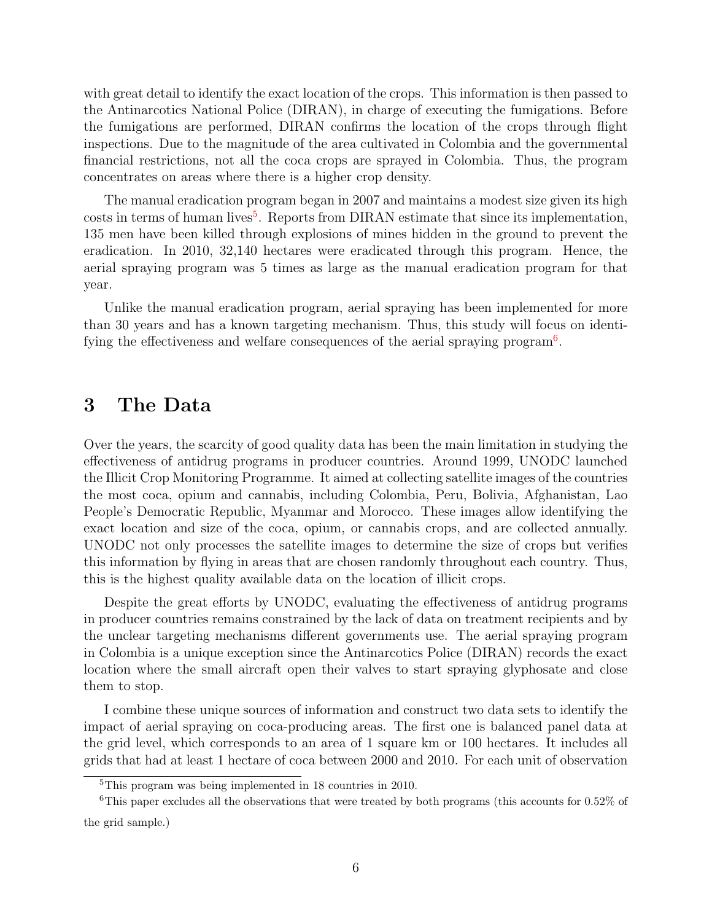with great detail to identify the exact location of the crops. This information is then passed to the Antinarcotics National Police (DIRAN), in charge of executing the fumigations. Before the fumigations are performed, DIRAN confirms the location of the crops through flight inspections. Due to the magnitude of the area cultivated in Colombia and the governmental financial restrictions, not all the coca crops are sprayed in Colombia. Thus, the program concentrates on areas where there is a higher crop density.

The manual eradication program began in 2007 and maintains a modest size given its high costs in terms of human lives[5]. Reports from DIRAN estimate that since its implementation, 135 men have been killed through explosions of mines hidden in the ground to prevent the eradication. In 2010, 32,140 hectares were eradicated through this program. Hence, the aerial spraying program was 5 times as large as the manual eradication program for that year.

Unlike the manual eradication program, aerial spraying has been implemented for more than 30 years and has a known targeting mechanism. Thus, this study will focus on identifying the effectiveness and welfare consequences of the aerial spraying program[6].

# 3 The Data

Over the years, the scarcity of good quality data has been the main limitation in studying the effectiveness of antidrug programs in producer countries. Around 1999, UNODC launched the Illicit Crop Monitoring Programme. It aimed at collecting satellite images of the countries the most coca, opium and cannabis, including Colombia, Peru, Bolivia, Afghanistan, Lao People's Democratic Republic, Myanmar and Morocco. These images allow identifying the exact location and size of the coca, opium, or cannabis crops, and are collected annually. UNODC not only processes the satellite images to determine the size of crops but verifies this information by flying in areas that are chosen randomly throughout each country. Thus, this is the highest quality available data on the location of illicit crops.

Despite the great efforts by UNODC, evaluating the effectiveness of antidrug programs in producer countries remains constrained by the lack of data on treatment recipients and by the unclear targeting mechanisms different governments use. The aerial spraying program in Colombia is a unique exception since the Antinarcotics Police (DIRAN) records the exact location where the small aircraft open their valves to start spraying glyphosate and close them to stop.

I combine these unique sources of information and construct two data sets to identify the impact of aerial spraying on coca-producing areas. The first one is balanced panel data at the grid level, which corresponds to an area of 1 square km or 100 hectares. It includes all grids that had at least 1 hectare of coca between 2000 and 2010. For each unit of observation

[5] This program was being implemented in 18 countries in 2010.

[6] This paper excludes all the observations that were treated by both programs (this accounts for 0.52% of the grid sample.)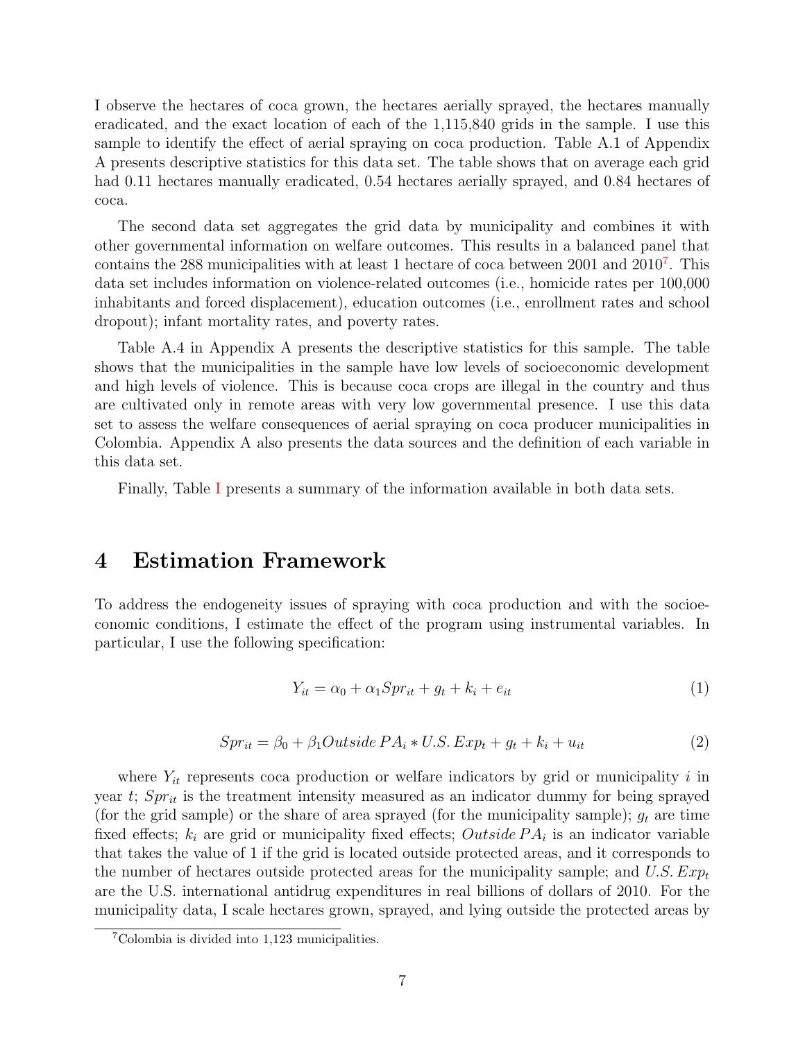I observe the hectares of coca grown, the hectares aerially sprayed, the hectares manually eradicated, and the exact location of each of the 1,115,840 grids in the sample. I use this sample to identify the effect of aerial spraying on coca production. Table A.1 of Appendix A presents descriptive statistics for this data set. The table shows that on average each grid had 0.11 hectares manually eradicated, 0.54 hectares aerially sprayed, and 0.84 hectares of coca.

The second data set aggregates the grid data by municipality and combines it with other governmental information on welfare outcomes. This results in a balanced panel that contains the 288 municipalities with at least 1 hectare of coca between 2001 and 2010[7]. This data set includes information on violence-related outcomes (i.e., homicide rates per 100,000 inhabitants and forced displacement), education outcomes (i.e., enrollment rates and school dropout); infant mortality rates, and poverty rates.

Table A.4 in Appendix A presents the descriptive statistics for this sample. The table shows that the municipalities in the sample have low levels of socioeconomic development and high levels of violence. This is because coca crops are illegal in the country and thus are cultivated only in remote areas with very low governmental presence. I use this data set to assess the welfare consequences of aerial spraying on coca producer municipalities in Colombia. Appendix A also presents the data sources and the definition of each variable in this data set.

Finally, Table I presents a summary of the information available in both data sets.

# 4 Estimation Framework

To address the endogeneity issues of spraying with coca production and with the socioeconomic conditions, I estimate the effect of the program using instrumental variables. In particular, I use the following specification:

$$Y_{it} = \alpha_0 + \alpha_1 Spr_{it} + g_t + k_i + e_{it} \tag{1}$$

$$Spr_{it} = \beta_0 + \beta_1 Outside\, PA_i * U.S.\, Exp_t + g_t + k_i + u_{it} \tag{2}$$

where $Y_{it}$ represents coca production or welfare indicators by grid or municipality $i$ in year $t$; $Spr_{it}$ is the treatment intensity measured as an indicator dummy for being sprayed (for the grid sample) or the share of area sprayed (for the municipality sample); $g_t$ are time fixed effects; $k_i$ are grid or municipality fixed effects; $Outside\, PA_i$ is an indicator variable that takes the value of 1 if the grid is located outside protected areas, and it corresponds to the number of hectares outside protected areas for the municipality sample; and $U.S.\, Exp_t$ are the U.S. international antidrug expenditures in real billions of dollars of 2010. For the municipality data, I scale hectares grown, sprayed, and lying outside the protected areas by

[7] Colombia is divided into 1,123 municipalities.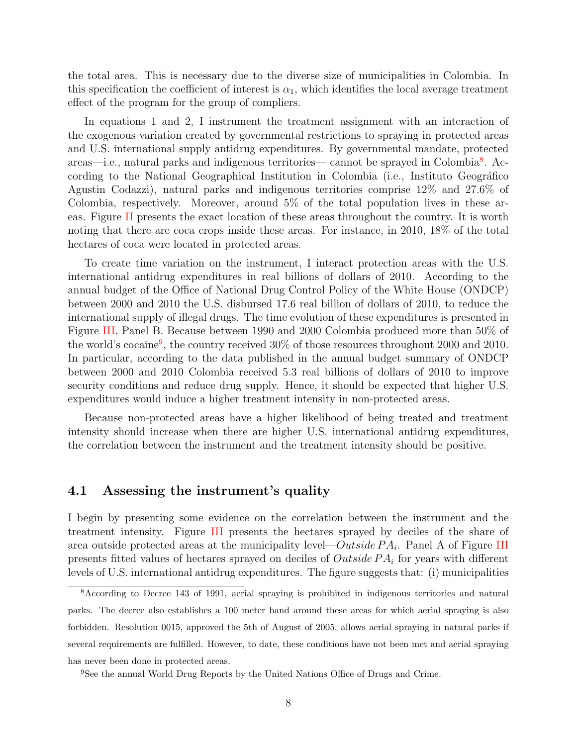the total area. This is necessary due to the diverse size of municipalities in Colombia. In this specification the coefficient of interest is $\alpha_1$, which identifies the local average treatment effect of the program for the group of compliers.

In equations 1 and 2, I instrument the treatment assignment with an interaction of the exogenous variation created by governmental restrictions to spraying in protected areas and U.S. international supply antidrug expenditures. By governmental mandate, protected areas—i.e., natural parks and indigenous territories— cannot be sprayed in Colombia[8]. According to the National Geographical Institution in Colombia (i.e., Instituto Geográfico Agustin Codazzi), natural parks and indigenous territories comprise 12% and 27.6% of Colombia, respectively. Moreover, around 5% of the total population lives in these areas. Figure II presents the exact location of these areas throughout the country. It is worth noting that there are coca crops inside these areas. For instance, in 2010, 18% of the total hectares of coca were located in protected areas.

To create time variation on the instrument, I interact protection areas with the U.S. international antidrug expenditures in real billions of dollars of 2010. According to the annual budget of the Office of National Drug Control Policy of the White House (ONDCP) between 2000 and 2010 the U.S. disbursed 17.6 real billion of dollars of 2010, to reduce the international supply of illegal drugs. The time evolution of these expenditures is presented in Figure III, Panel B. Because between 1990 and 2000 Colombia produced more than 50% of the world's cocaine[9], the country received 30% of those resources throughout 2000 and 2010. In particular, according to the data published in the annual budget summary of ONDCP between 2000 and 2010 Colombia received 5.3 real billions of dollars of 2010 to improve security conditions and reduce drug supply. Hence, it should be expected that higher U.S. expenditures would induce a higher treatment intensity in non-protected areas.

Because non-protected areas have a higher likelihood of being treated and treatment intensity should increase when there are higher U.S. international antidrug expenditures, the correlation between the instrument and the treatment intensity should be positive.

## 4.1 Assessing the instrument's quality

I begin by presenting some evidence on the correlation between the instrument and the treatment intensity. Figure III presents the hectares sprayed by deciles of the share of area outside protected areas at the municipality level—$Outside\,PA_i$. Panel A of Figure III presents fitted values of hectares sprayed on deciles of $Outside\,PA_i$ for years with different levels of U.S. international antidrug expenditures. The figure suggests that: (i) municipalities

---

[8] According to Decree 143 of 1991, aerial spraying is prohibited in indigenous territories and natural parks. The decree also establishes a 100 meter band around these areas for which aerial spraying is also forbidden. Resolution 0015, approved the 5th of August of 2005, allows aerial spraying in natural parks if several requirements are fulfilled. However, to date, these conditions have not been met and aerial spraying has never been done in protected areas.

[9] See the annual World Drug Reports by the United Nations Office of Drugs and Crime.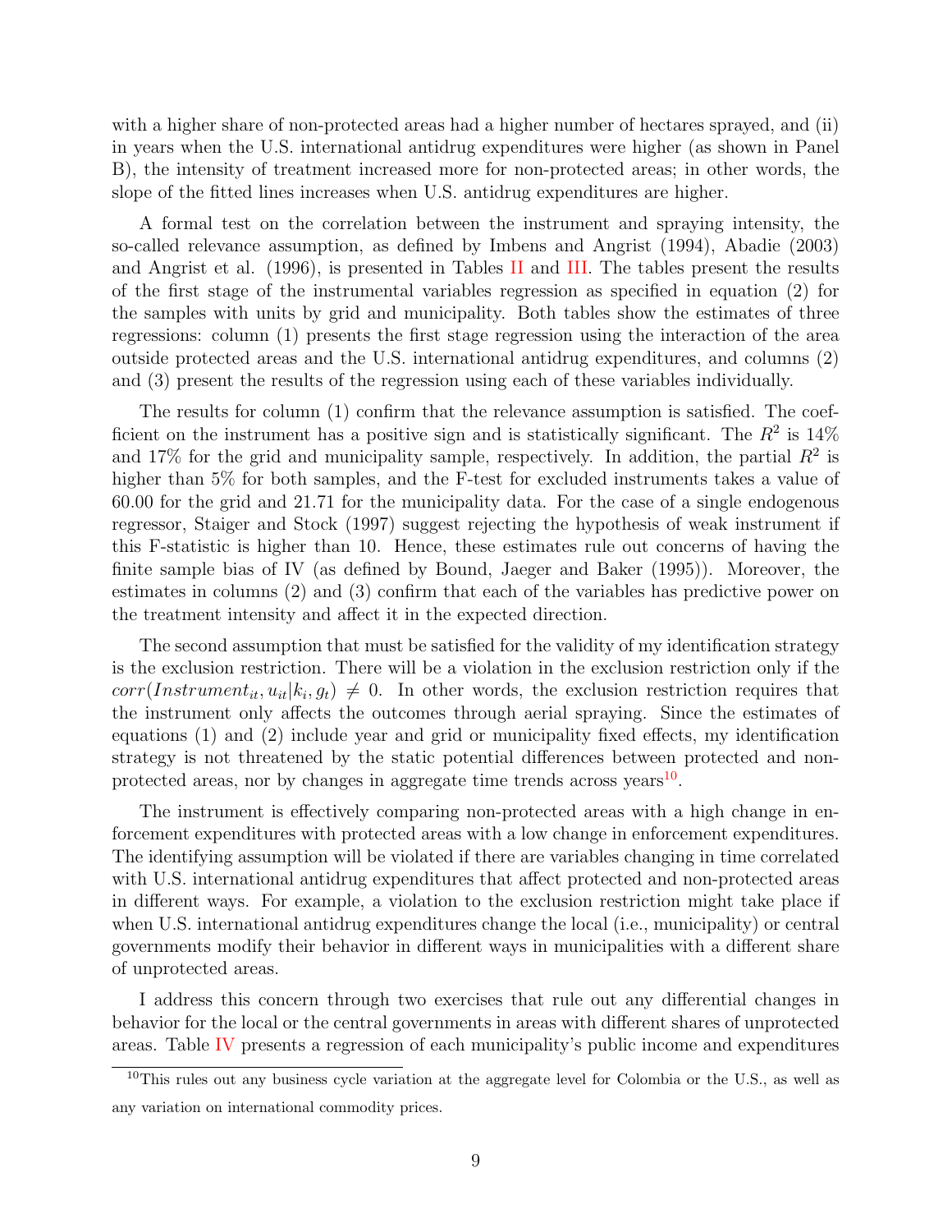with a higher share of non-protected areas had a higher number of hectares sprayed, and (ii) in years when the U.S. international antidrug expenditures were higher (as shown in Panel B), the intensity of treatment increased more for non-protected areas; in other words, the slope of the fitted lines increases when U.S. antidrug expenditures are higher.

A formal test on the correlation between the instrument and spraying intensity, the so-called relevance assumption, as defined by Imbens and Angrist (1994), Abadie (2003) and Angrist et al. (1996), is presented in Tables II and III. The tables present the results of the first stage of the instrumental variables regression as specified in equation (2) for the samples with units by grid and municipality. Both tables show the estimates of three regressions: column (1) presents the first stage regression using the interaction of the area outside protected areas and the U.S. international antidrug expenditures, and columns (2) and (3) present the results of the regression using each of these variables individually.

The results for column (1) confirm that the relevance assumption is satisfied. The coefficient on the instrument has a positive sign and is statistically significant. The $R^2$ is 14% and 17% for the grid and municipality sample, respectively. In addition, the partial $R^2$ is higher than 5% for both samples, and the F-test for excluded instruments takes a value of 60.00 for the grid and 21.71 for the municipality data. For the case of a single endogenous regressor, Staiger and Stock (1997) suggest rejecting the hypothesis of weak instrument if this F-statistic is higher than 10. Hence, these estimates rule out concerns of having the finite sample bias of IV (as defined by Bound, Jaeger and Baker (1995)). Moreover, the estimates in columns (2) and (3) confirm that each of the variables has predictive power on the treatment intensity and affect it in the expected direction.

The second assumption that must be satisfied for the validity of my identification strategy is the exclusion restriction. There will be a violation in the exclusion restriction only if the $corr(Instrument_{it}, u_{it}|k_i, g_t) \neq 0$. In other words, the exclusion restriction requires that the instrument only affects the outcomes through aerial spraying. Since the estimates of equations (1) and (2) include year and grid or municipality fixed effects, my identification strategy is not threatened by the static potential differences between protected and non-protected areas, nor by changes in aggregate time trends across years[10].

The instrument is effectively comparing non-protected areas with a high change in enforcement expenditures with protected areas with a low change in enforcement expenditures. The identifying assumption will be violated if there are variables changing in time correlated with U.S. international antidrug expenditures that affect protected and non-protected areas in different ways. For example, a violation to the exclusion restriction might take place if when U.S. international antidrug expenditures change the local (i.e., municipality) or central governments modify their behavior in different ways in municipalities with a different share of unprotected areas.

I address this concern through two exercises that rule out any differential changes in behavior for the local or the central governments in areas with different shares of unprotected areas. Table IV presents a regression of each municipality's public income and expenditures

[10] This rules out any business cycle variation at the aggregate level for Colombia or the U.S., as well as any variation on international commodity prices.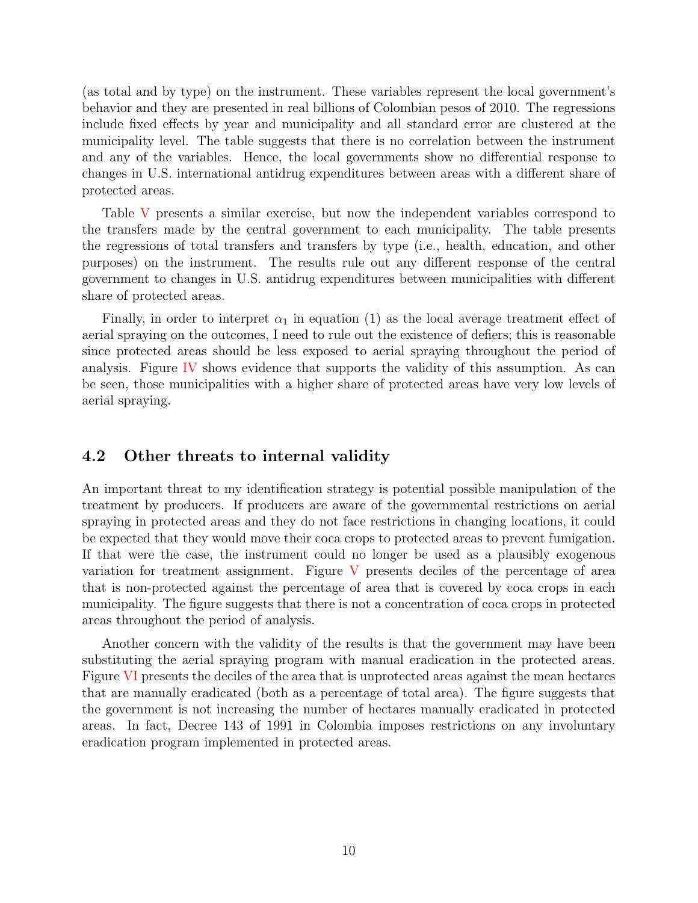(as total and by type) on the instrument. These variables represent the local government's behavior and they are presented in real billions of Colombian pesos of 2010. The regressions include fixed effects by year and municipality and all standard error are clustered at the municipality level. The table suggests that there is no correlation between the instrument and any of the variables. Hence, the local governments show no differential response to changes in U.S. international antidrug expenditures between areas with a different share of protected areas.

Table V presents a similar exercise, but now the independent variables correspond to the transfers made by the central government to each municipality. The table presents the regressions of total transfers and transfers by type (i.e., health, education, and other purposes) on the instrument. The results rule out any different response of the central government to changes in U.S. antidrug expenditures between municipalities with different share of protected areas.

Finally, in order to interpret $\alpha_1$ in equation (1) as the local average treatment effect of aerial spraying on the outcomes, I need to rule out the existence of defiers; this is reasonable since protected areas should be less exposed to aerial spraying throughout the period of analysis. Figure IV shows evidence that supports the validity of this assumption. As can be seen, those municipalities with a higher share of protected areas have very low levels of aerial spraying.

## 4.2 Other threats to internal validity

An important threat to my identification strategy is potential possible manipulation of the treatment by producers. If producers are aware of the governmental restrictions on aerial spraying in protected areas and they do not face restrictions in changing locations, it could be expected that they would move their coca crops to protected areas to prevent fumigation. If that were the case, the instrument could no longer be used as a plausibly exogenous variation for treatment assignment. Figure V presents deciles of the percentage of area that is non-protected against the percentage of area that is covered by coca crops in each municipality. The figure suggests that there is not a concentration of coca crops in protected areas throughout the period of analysis.

Another concern with the validity of the results is that the government may have been substituting the aerial spraying program with manual eradication in the protected areas. Figure VI presents the deciles of the area that is unprotected areas against the mean hectares that are manually eradicated (both as a percentage of total area). The figure suggests that the government is not increasing the number of hectares manually eradicated in protected areas. In fact, Decree 143 of 1991 in Colombia imposes restrictions on any involuntary eradication program implemented in protected areas.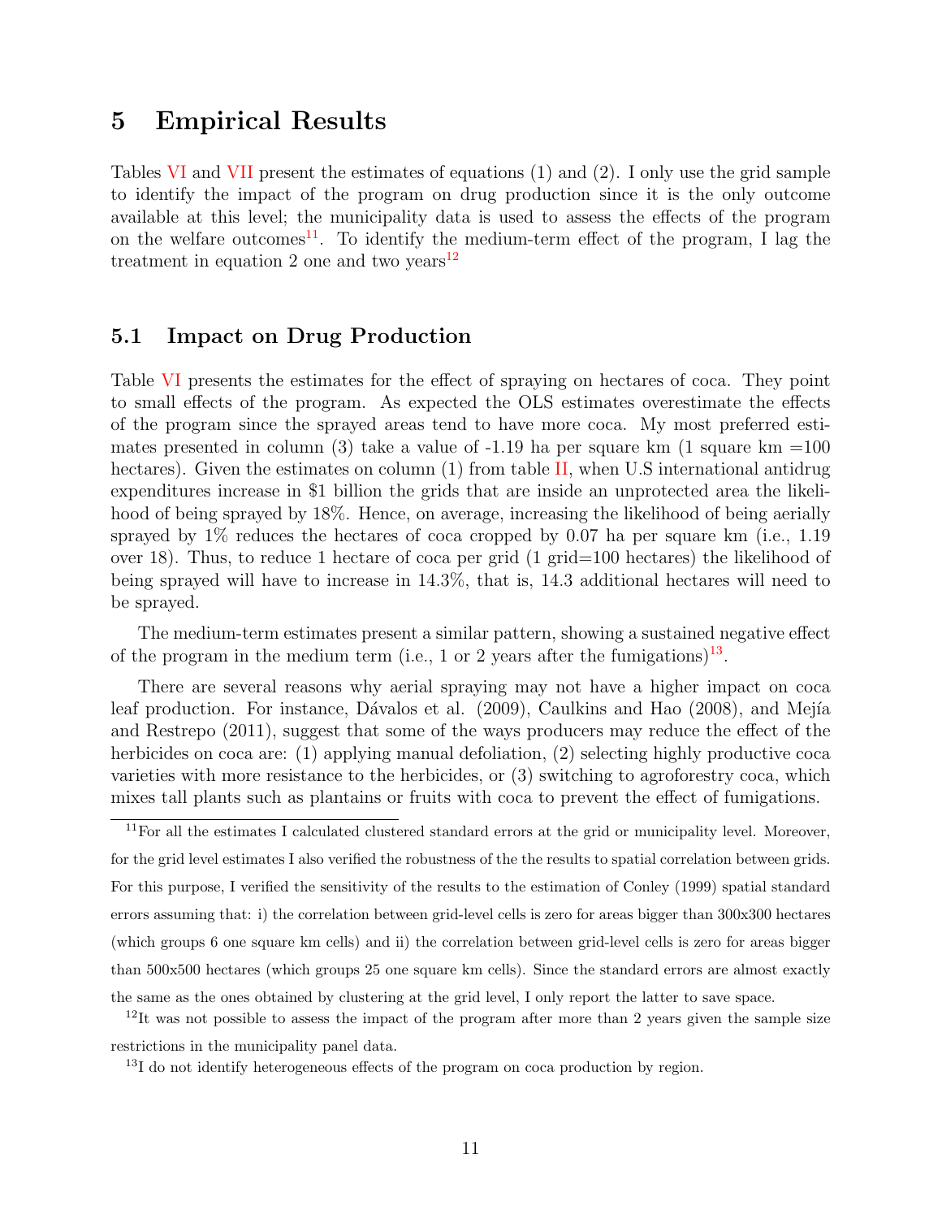# 5 Empirical Results

Tables VI and VII present the estimates of equations (1) and (2). I only use the grid sample to identify the impact of the program on drug production since it is the only outcome available at this level; the municipality data is used to assess the effects of the program on the welfare outcomes[11]. To identify the medium-term effect of the program, I lag the treatment in equation 2 one and two years[12]

## 5.1 Impact on Drug Production

Table VI presents the estimates for the effect of spraying on hectares of coca. They point to small effects of the program. As expected the OLS estimates overestimate the effects of the program since the sprayed areas tend to have more coca. My most preferred estimates presented in column (3) take a value of -1.19 ha per square km (1 square km =100 hectares). Given the estimates on column (1) from table II, when U.S international antidrug expenditures increase in $1 billion the grids that are inside an unprotected area the likelihood of being sprayed by 18%. Hence, on average, increasing the likelihood of being aerially sprayed by 1% reduces the hectares of coca cropped by 0.07 ha per square km (i.e., 1.19 over 18). Thus, to reduce 1 hectare of coca per grid (1 grid=100 hectares) the likelihood of being sprayed will have to increase in 14.3%, that is, 14.3 additional hectares will need to be sprayed.

The medium-term estimates present a similar pattern, showing a sustained negative effect of the program in the medium term (i.e., 1 or 2 years after the fumigations)[13].

There are several reasons why aerial spraying may not have a higher impact on coca leaf production. For instance, Dávalos et al. (2009), Caulkins and Hao (2008), and Mejía and Restrepo (2011), suggest that some of the ways producers may reduce the effect of the herbicides on coca are: (1) applying manual defoliation, (2) selecting highly productive coca varieties with more resistance to the herbicides, or (3) switching to agroforestry coca, which mixes tall plants such as plantains or fruits with coca to prevent the effect of fumigations.

---

[11] For all the estimates I calculated clustered standard errors at the grid or municipality level. Moreover, for the grid level estimates I also verified the robustness of the the results to spatial correlation between grids. For this purpose, I verified the sensitivity of the results to the estimation of Conley (1999) spatial standard errors assuming that: i) the correlation between grid-level cells is zero for areas bigger than 300x300 hectares (which groups 6 one square km cells) and ii) the correlation between grid-level cells is zero for areas bigger than 500x500 hectares (which groups 25 one square km cells). Since the standard errors are almost exactly the same as the ones obtained by clustering at the grid level, I only report the latter to save space.

[12] It was not possible to assess the impact of the program after more than 2 years given the sample size restrictions in the municipality panel data.

[13] I do not identify heterogeneous effects of the program on coca production by region.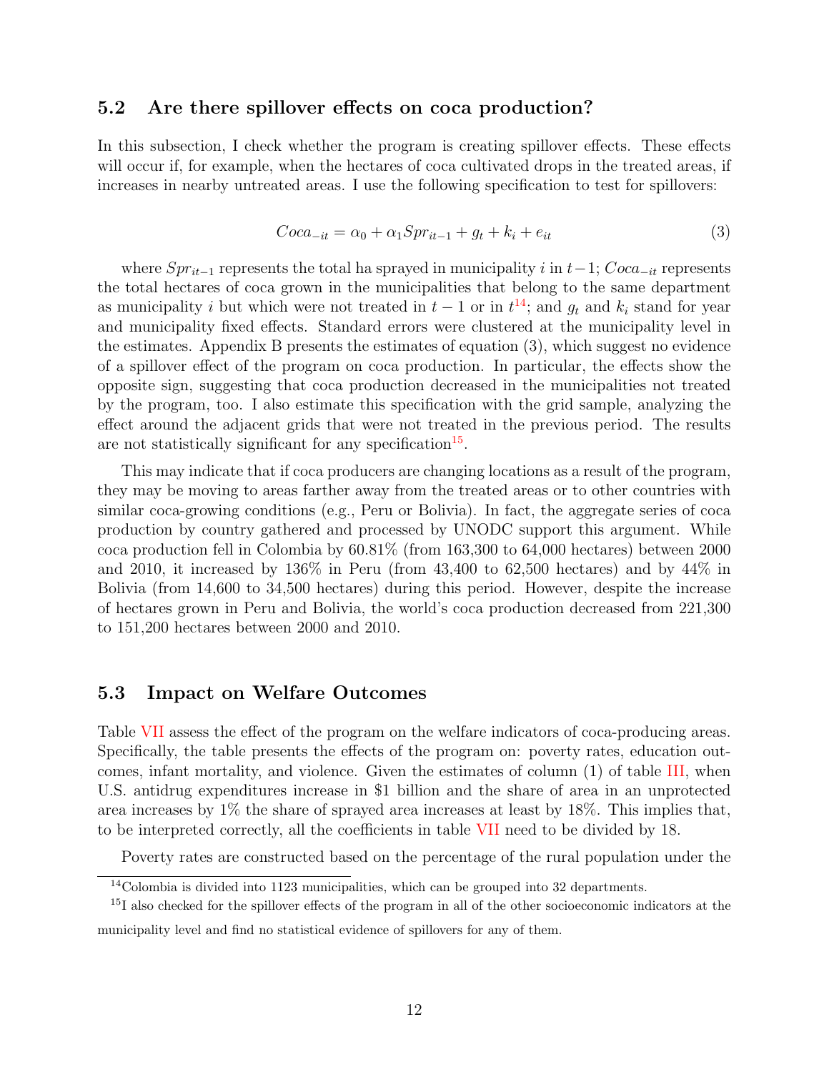### 5.2 Are there spillover effects on coca production?

In this subsection, I check whether the program is creating spillover effects. These effects will occur if, for example, when the hectares of coca cultivated drops in the treated areas, if increases in nearby untreated areas. I use the following specification to test for spillovers:

$$Coca_{-it} = \alpha_0 + \alpha_1 Spr_{it-1} + g_t + k_i + e_{it} \tag{3}$$

where $Spr_{it-1}$ represents the total ha sprayed in municipality $i$ in $t-1$; $Coca_{-it}$ represents the total hectares of coca grown in the municipalities that belong to the same department as municipality $i$ but which were not treated in $t-1$ or in $t$[14]; and $g_t$ and $k_i$ stand for year and municipality fixed effects. Standard errors were clustered at the municipality level in the estimates. Appendix B presents the estimates of equation (3), which suggest no evidence of a spillover effect of the program on coca production. In particular, the effects show the opposite sign, suggesting that coca production decreased in the municipalities not treated by the program, too. I also estimate this specification with the grid sample, analyzing the effect around the adjacent grids that were not treated in the previous period. The results are not statistically significant for any specification[15].

This may indicate that if coca producers are changing locations as a result of the program, they may be moving to areas farther away from the treated areas or to other countries with similar coca-growing conditions (e.g., Peru or Bolivia). In fact, the aggregate series of coca production by country gathered and processed by UNODC support this argument. While coca production fell in Colombia by 60.81% (from 163,300 to 64,000 hectares) between 2000 and 2010, it increased by 136% in Peru (from 43,400 to 62,500 hectares) and by 44% in Bolivia (from 14,600 to 34,500 hectares) during this period. However, despite the increase of hectares grown in Peru and Bolivia, the world's coca production decreased from 221,300 to 151,200 hectares between 2000 and 2010.

### 5.3 Impact on Welfare Outcomes

Table VII assess the effect of the program on the welfare indicators of coca-producing areas. Specifically, the table presents the effects of the program on: poverty rates, education outcomes, infant mortality, and violence. Given the estimates of column (1) of table III, when U.S. antidrug expenditures increase in $1 billion and the share of area in an unprotected area increases by 1% the share of sprayed area increases at least by 18%. This implies that, to be interpreted correctly, all the coefficients in table VII need to be divided by 18.

Poverty rates are constructed based on the percentage of the rural population under the

[14] Colombia is divided into 1123 municipalities, which can be grouped into 32 departments.

[15] I also checked for the spillover effects of the program in all of the other socioeconomic indicators at the municipality level and find no statistical evidence of spillovers for any of them.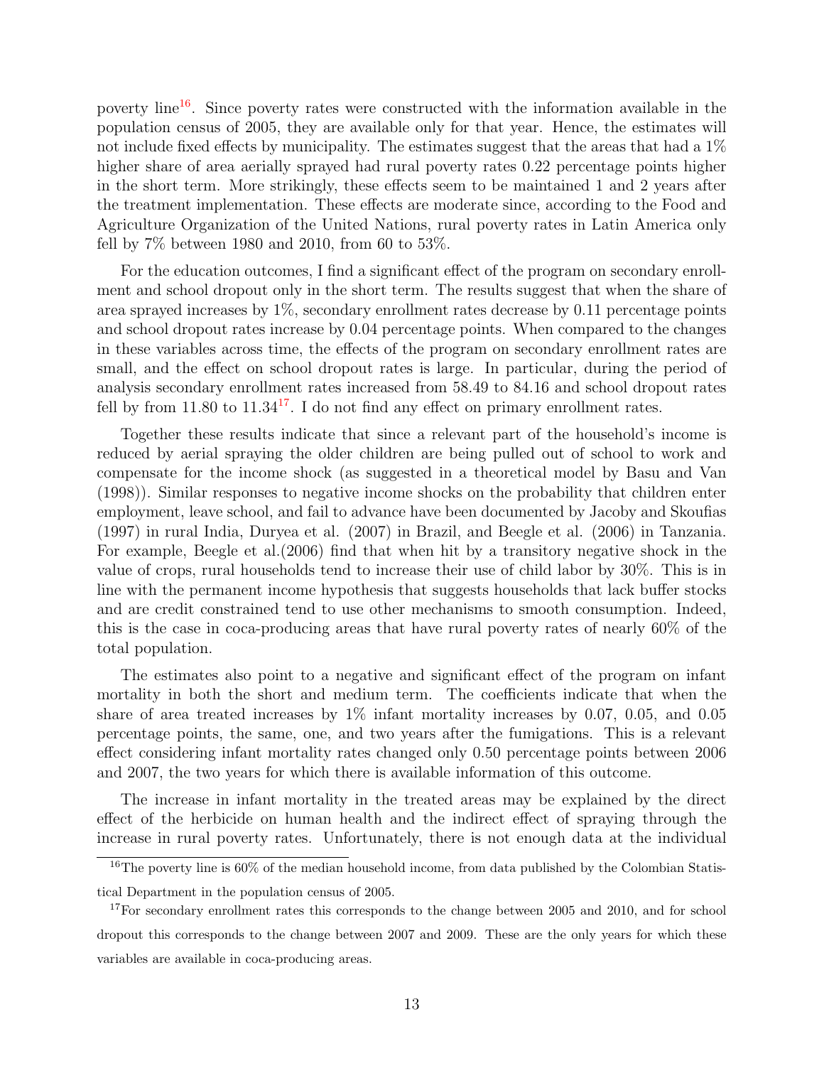poverty line[16]. Since poverty rates were constructed with the information available in the population census of 2005, they are available only for that year. Hence, the estimates will not include fixed effects by municipality. The estimates suggest that the areas that had a 1% higher share of area aerially sprayed had rural poverty rates 0.22 percentage points higher in the short term. More strikingly, these effects seem to be maintained 1 and 2 years after the treatment implementation. These effects are moderate since, according to the Food and Agriculture Organization of the United Nations, rural poverty rates in Latin America only fell by 7% between 1980 and 2010, from 60 to 53%.

For the education outcomes, I find a significant effect of the program on secondary enrollment and school dropout only in the short term. The results suggest that when the share of area sprayed increases by 1%, secondary enrollment rates decrease by 0.11 percentage points and school dropout rates increase by 0.04 percentage points. When compared to the changes in these variables across time, the effects of the program on secondary enrollment rates are small, and the effect on school dropout rates is large. In particular, during the period of analysis secondary enrollment rates increased from 58.49 to 84.16 and school dropout rates fell by from 11.80 to 11.34[17]. I do not find any effect on primary enrollment rates.

Together these results indicate that since a relevant part of the household's income is reduced by aerial spraying the older children are being pulled out of school to work and compensate for the income shock (as suggested in a theoretical model by Basu and Van (1998)). Similar responses to negative income shocks on the probability that children enter employment, leave school, and fail to advance have been documented by Jacoby and Skoufias (1997) in rural India, Duryea et al. (2007) in Brazil, and Beegle et al. (2006) in Tanzania. For example, Beegle et al.(2006) find that when hit by a transitory negative shock in the value of crops, rural households tend to increase their use of child labor by 30%. This is in line with the permanent income hypothesis that suggests households that lack buffer stocks and are credit constrained tend to use other mechanisms to smooth consumption. Indeed, this is the case in coca-producing areas that have rural poverty rates of nearly 60% of the total population.

The estimates also point to a negative and significant effect of the program on infant mortality in both the short and medium term. The coefficients indicate that when the share of area treated increases by 1% infant mortality increases by 0.07, 0.05, and 0.05 percentage points, the same, one, and two years after the fumigations. This is a relevant effect considering infant mortality rates changed only 0.50 percentage points between 2006 and 2007, the two years for which there is available information of this outcome.

The increase in infant mortality in the treated areas may be explained by the direct effect of the herbicide on human health and the indirect effect of spraying through the increase in rural poverty rates. Unfortunately, there is not enough data at the individual

[16] The poverty line is 60% of the median household income, from data published by the Colombian Statistical Department in the population census of 2005.

[17] For secondary enrollment rates this corresponds to the change between 2005 and 2010, and for school dropout this corresponds to the change between 2007 and 2009. These are the only years for which these variables are available in coca-producing areas.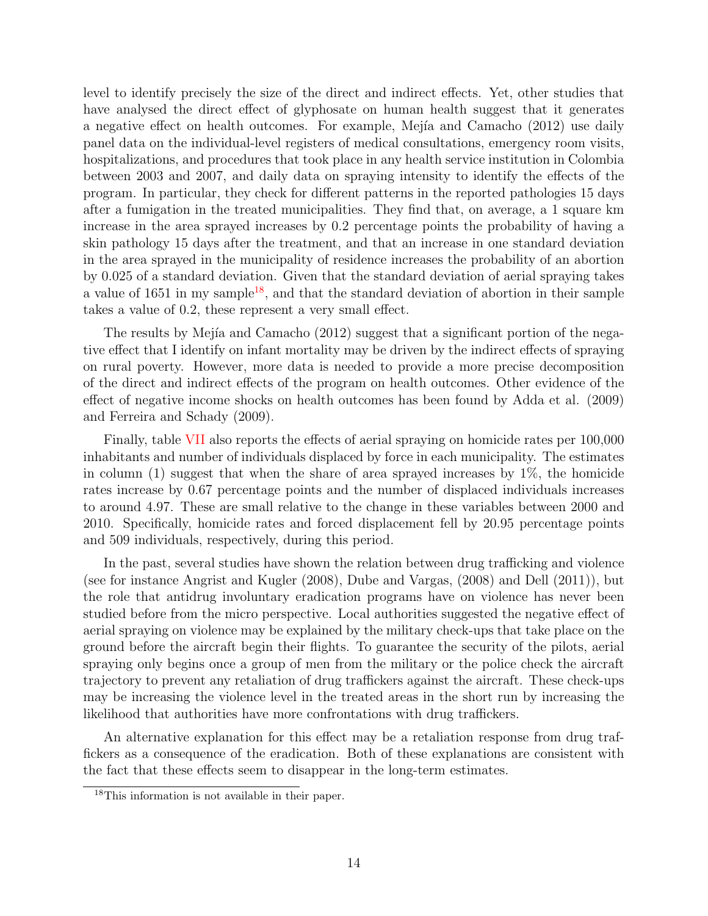level to identify precisely the size of the direct and indirect effects. Yet, other studies that have analysed the direct effect of glyphosate on human health suggest that it generates a negative effect on health outcomes. For example, Mejía and Camacho (2012) use daily panel data on the individual-level registers of medical consultations, emergency room visits, hospitalizations, and procedures that took place in any health service institution in Colombia between 2003 and 2007, and daily data on spraying intensity to identify the effects of the program. In particular, they check for different patterns in the reported pathologies 15 days after a fumigation in the treated municipalities. They find that, on average, a 1 square km increase in the area sprayed increases by 0.2 percentage points the probability of having a skin pathology 15 days after the treatment, and that an increase in one standard deviation in the area sprayed in the municipality of residence increases the probability of an abortion by 0.025 of a standard deviation. Given that the standard deviation of aerial spraying takes a value of 1651 in my sample[18], and that the standard deviation of abortion in their sample takes a value of 0.2, these represent a very small effect.

The results by Mejía and Camacho (2012) suggest that a significant portion of the negative effect that I identify on infant mortality may be driven by the indirect effects of spraying on rural poverty. However, more data is needed to provide a more precise decomposition of the direct and indirect effects of the program on health outcomes. Other evidence of the effect of negative income shocks on health outcomes has been found by Adda et al. (2009) and Ferreira and Schady (2009).

Finally, table VII also reports the effects of aerial spraying on homicide rates per 100,000 inhabitants and number of individuals displaced by force in each municipality. The estimates in column (1) suggest that when the share of area sprayed increases by 1%, the homicide rates increase by 0.67 percentage points and the number of displaced individuals increases to around 4.97. These are small relative to the change in these variables between 2000 and 2010. Specifically, homicide rates and forced displacement fell by 20.95 percentage points and 509 individuals, respectively, during this period.

In the past, several studies have shown the relation between drug trafficking and violence (see for instance Angrist and Kugler (2008), Dube and Vargas, (2008) and Dell (2011)), but the role that antidrug involuntary eradication programs have on violence has never been studied before from the micro perspective. Local authorities suggested the negative effect of aerial spraying on violence may be explained by the military check-ups that take place on the ground before the aircraft begin their flights. To guarantee the security of the pilots, aerial spraying only begins once a group of men from the military or the police check the aircraft trajectory to prevent any retaliation of drug traffickers against the aircraft. These check-ups may be increasing the violence level in the treated areas in the short run by increasing the likelihood that authorities have more confrontations with drug traffickers.

An alternative explanation for this effect may be a retaliation response from drug traffickers as a consequence of the eradication. Both of these explanations are consistent with the fact that these effects seem to disappear in the long-term estimates.

[18] This information is not available in their paper.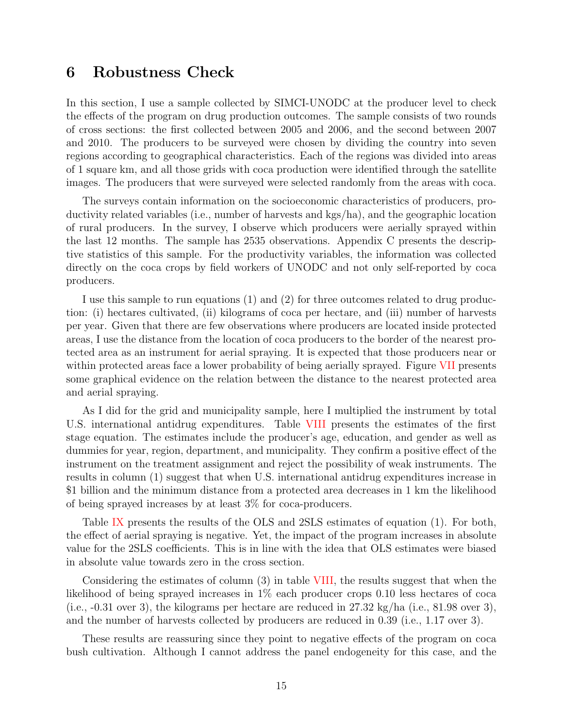## 6 Robustness Check

In this section, I use a sample collected by SIMCI-UNODC at the producer level to check the effects of the program on drug production outcomes. The sample consists of two rounds of cross sections: the first collected between 2005 and 2006, and the second between 2007 and 2010. The producers to be surveyed were chosen by dividing the country into seven regions according to geographical characteristics. Each of the regions was divided into areas of 1 square km, and all those grids with coca production were identified through the satellite images. The producers that were surveyed were selected randomly from the areas with coca.

The surveys contain information on the socioeconomic characteristics of producers, productivity related variables (i.e., number of harvests and kgs/ha), and the geographic location of rural producers. In the survey, I observe which producers were aerially sprayed within the last 12 months. The sample has 2535 observations. Appendix C presents the descriptive statistics of this sample. For the productivity variables, the information was collected directly on the coca crops by field workers of UNODC and not only self-reported by coca producers.

I use this sample to run equations (1) and (2) for three outcomes related to drug production: (i) hectares cultivated, (ii) kilograms of coca per hectare, and (iii) number of harvests per year. Given that there are few observations where producers are located inside protected areas, I use the distance from the location of coca producers to the border of the nearest protected area as an instrument for aerial spraying. It is expected that those producers near or within protected areas face a lower probability of being aerially sprayed. Figure VII presents some graphical evidence on the relation between the distance to the nearest protected area and aerial spraying.

As I did for the grid and municipality sample, here I multiplied the instrument by total U.S. international antidrug expenditures. Table VIII presents the estimates of the first stage equation. The estimates include the producer's age, education, and gender as well as dummies for year, region, department, and municipality. They confirm a positive effect of the instrument on the treatment assignment and reject the possibility of weak instruments. The results in column (1) suggest that when U.S. international antidrug expenditures increase in $1 billion and the minimum distance from a protected area decreases in 1 km the likelihood of being sprayed increases by at least 3% for coca-producers.

Table IX presents the results of the OLS and 2SLS estimates of equation (1). For both, the effect of aerial spraying is negative. Yet, the impact of the program increases in absolute value for the 2SLS coefficients. This is in line with the idea that OLS estimates were biased in absolute value towards zero in the cross section.

Considering the estimates of column (3) in table VIII, the results suggest that when the likelihood of being sprayed increases in 1% each producer crops 0.10 less hectares of coca (i.e., -0.31 over 3), the kilograms per hectare are reduced in 27.32 kg/ha (i.e., 81.98 over 3), and the number of harvests collected by producers are reduced in 0.39 (i.e., 1.17 over 3).

These results are reassuring since they point to negative effects of the program on coca bush cultivation. Although I cannot address the panel endogeneity for this case, and the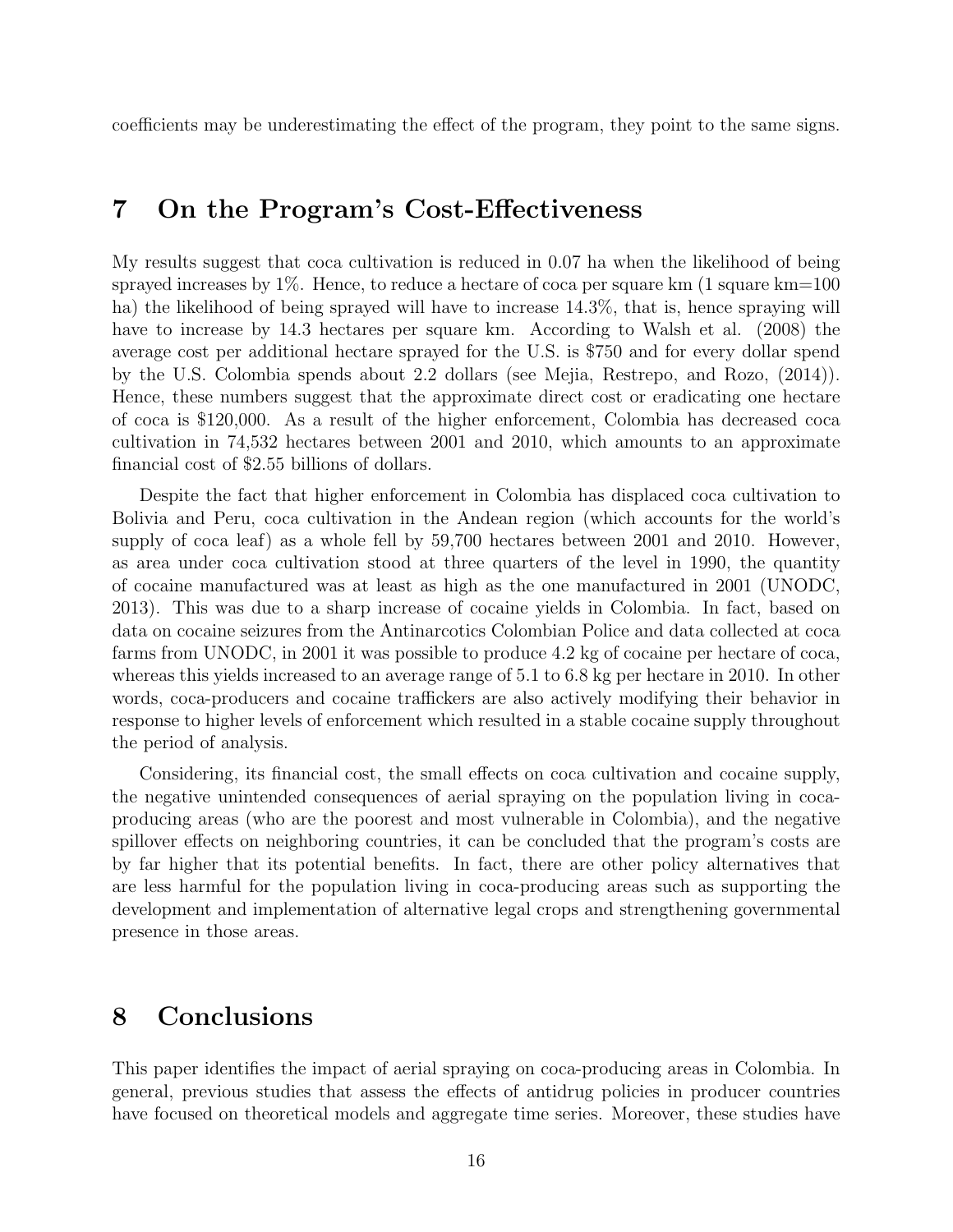coefficients may be underestimating the effect of the program, they point to the same signs.

## 7 On the Program's Cost-Effectiveness

My results suggest that coca cultivation is reduced in 0.07 ha when the likelihood of being sprayed increases by 1%. Hence, to reduce a hectare of coca per square km (1 square km=100 ha) the likelihood of being sprayed will have to increase 14.3%, that is, hence spraying will have to increase by 14.3 hectares per square km. According to Walsh et al. (2008) the average cost per additional hectare sprayed for the U.S. is $750 and for every dollar spend by the U.S. Colombia spends about 2.2 dollars (see Mejia, Restrepo, and Rozo, (2014)). Hence, these numbers suggest that the approximate direct cost or eradicating one hectare of coca is $120,000. As a result of the higher enforcement, Colombia has decreased coca cultivation in 74,532 hectares between 2001 and 2010, which amounts to an approximate financial cost of $2.55 billions of dollars.

Despite the fact that higher enforcement in Colombia has displaced coca cultivation to Bolivia and Peru, coca cultivation in the Andean region (which accounts for the world's supply of coca leaf) as a whole fell by 59,700 hectares between 2001 and 2010. However, as area under coca cultivation stood at three quarters of the level in 1990, the quantity of cocaine manufactured was at least as high as the one manufactured in 2001 (UNODC, 2013). This was due to a sharp increase of cocaine yields in Colombia. In fact, based on data on cocaine seizures from the Antinarcotics Colombian Police and data collected at coca farms from UNODC, in 2001 it was possible to produce 4.2 kg of cocaine per hectare of coca, whereas this yields increased to an average range of 5.1 to 6.8 kg per hectare in 2010. In other words, coca-producers and cocaine traffickers are also actively modifying their behavior in response to higher levels of enforcement which resulted in a stable cocaine supply throughout the period of analysis.

Considering, its financial cost, the small effects on coca cultivation and cocaine supply, the negative unintended consequences of aerial spraying on the population living in coca-producing areas (who are the poorest and most vulnerable in Colombia), and the negative spillover effects on neighboring countries, it can be concluded that the program's costs are by far higher that its potential benefits. In fact, there are other policy alternatives that are less harmful for the population living in coca-producing areas such as supporting the development and implementation of alternative legal crops and strengthening governmental presence in those areas.

## 8 Conclusions

This paper identifies the impact of aerial spraying on coca-producing areas in Colombia. In general, previous studies that assess the effects of antidrug policies in producer countries have focused on theoretical models and aggregate time series. Moreover, these studies have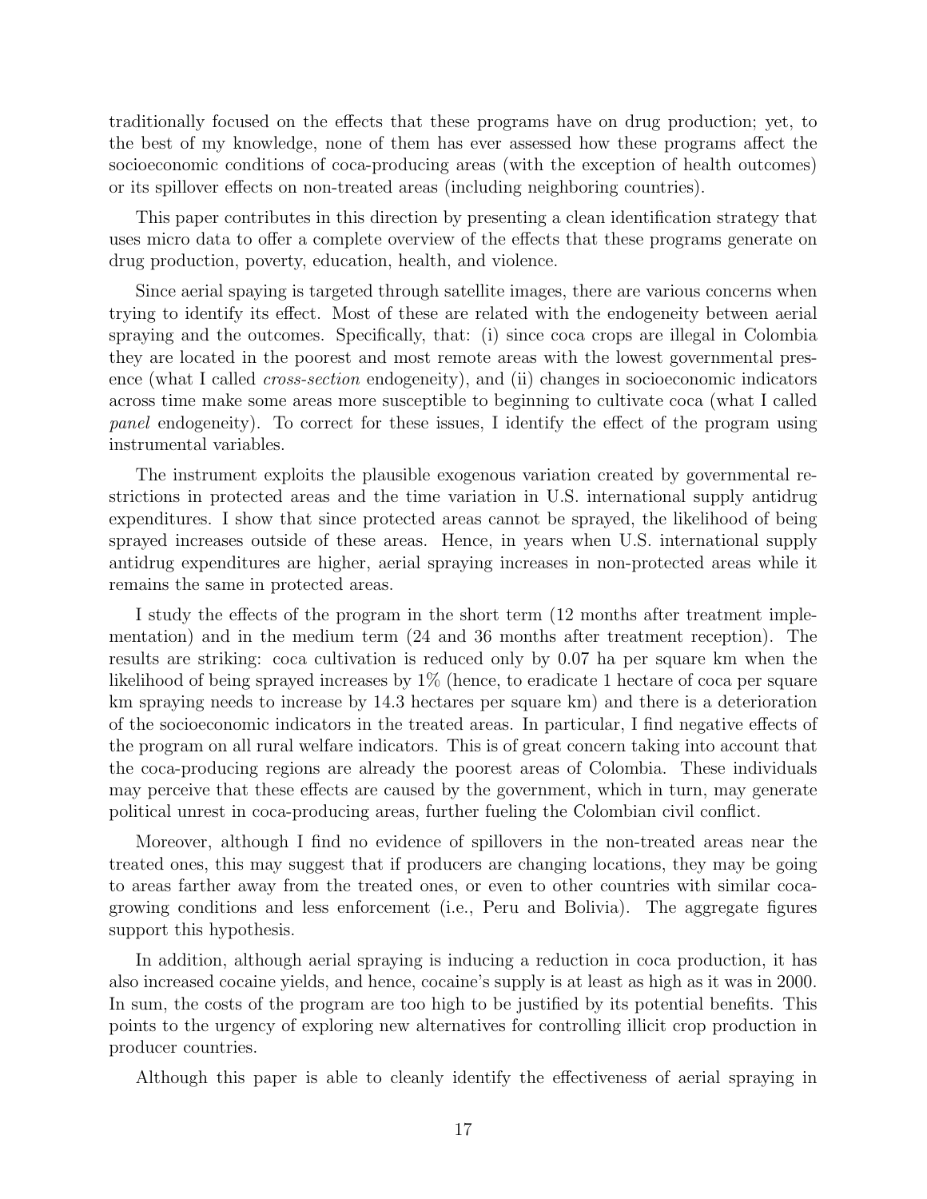traditionally focused on the effects that these programs have on drug production; yet, to the best of my knowledge, none of them has ever assessed how these programs affect the socioeconomic conditions of coca-producing areas (with the exception of health outcomes) or its spillover effects on non-treated areas (including neighboring countries).

This paper contributes in this direction by presenting a clean identification strategy that uses micro data to offer a complete overview of the effects that these programs generate on drug production, poverty, education, health, and violence.

Since aerial spaying is targeted through satellite images, there are various concerns when trying to identify its effect. Most of these are related with the endogeneity between aerial spraying and the outcomes. Specifically, that: (i) since coca crops are illegal in Colombia they are located in the poorest and most remote areas with the lowest governmental presence (what I called *cross-section* endogeneity), and (ii) changes in socioeconomic indicators across time make some areas more susceptible to beginning to cultivate coca (what I called *panel* endogeneity). To correct for these issues, I identify the effect of the program using instrumental variables.

The instrument exploits the plausible exogenous variation created by governmental restrictions in protected areas and the time variation in U.S. international supply antidrug expenditures. I show that since protected areas cannot be sprayed, the likelihood of being sprayed increases outside of these areas. Hence, in years when U.S. international supply antidrug expenditures are higher, aerial spraying increases in non-protected areas while it remains the same in protected areas.

I study the effects of the program in the short term (12 months after treatment implementation) and in the medium term (24 and 36 months after treatment reception). The results are striking: coca cultivation is reduced only by 0.07 ha per square km when the likelihood of being sprayed increases by 1% (hence, to eradicate 1 hectare of coca per square km spraying needs to increase by 14.3 hectares per square km) and there is a deterioration of the socioeconomic indicators in the treated areas. In particular, I find negative effects of the program on all rural welfare indicators. This is of great concern taking into account that the coca-producing regions are already the poorest areas of Colombia. These individuals may perceive that these effects are caused by the government, which in turn, may generate political unrest in coca-producing areas, further fueling the Colombian civil conflict.

Moreover, although I find no evidence of spillovers in the non-treated areas near the treated ones, this may suggest that if producers are changing locations, they may be going to areas farther away from the treated ones, or even to other countries with similar coca-growing conditions and less enforcement (i.e., Peru and Bolivia). The aggregate figures support this hypothesis.

In addition, although aerial spraying is inducing a reduction in coca production, it has also increased cocaine yields, and hence, cocaine's supply is at least as high as it was in 2000. In sum, the costs of the program are too high to be justified by its potential benefits. This points to the urgency of exploring new alternatives for controlling illicit crop production in producer countries.

Although this paper is able to cleanly identify the effectiveness of aerial spraying in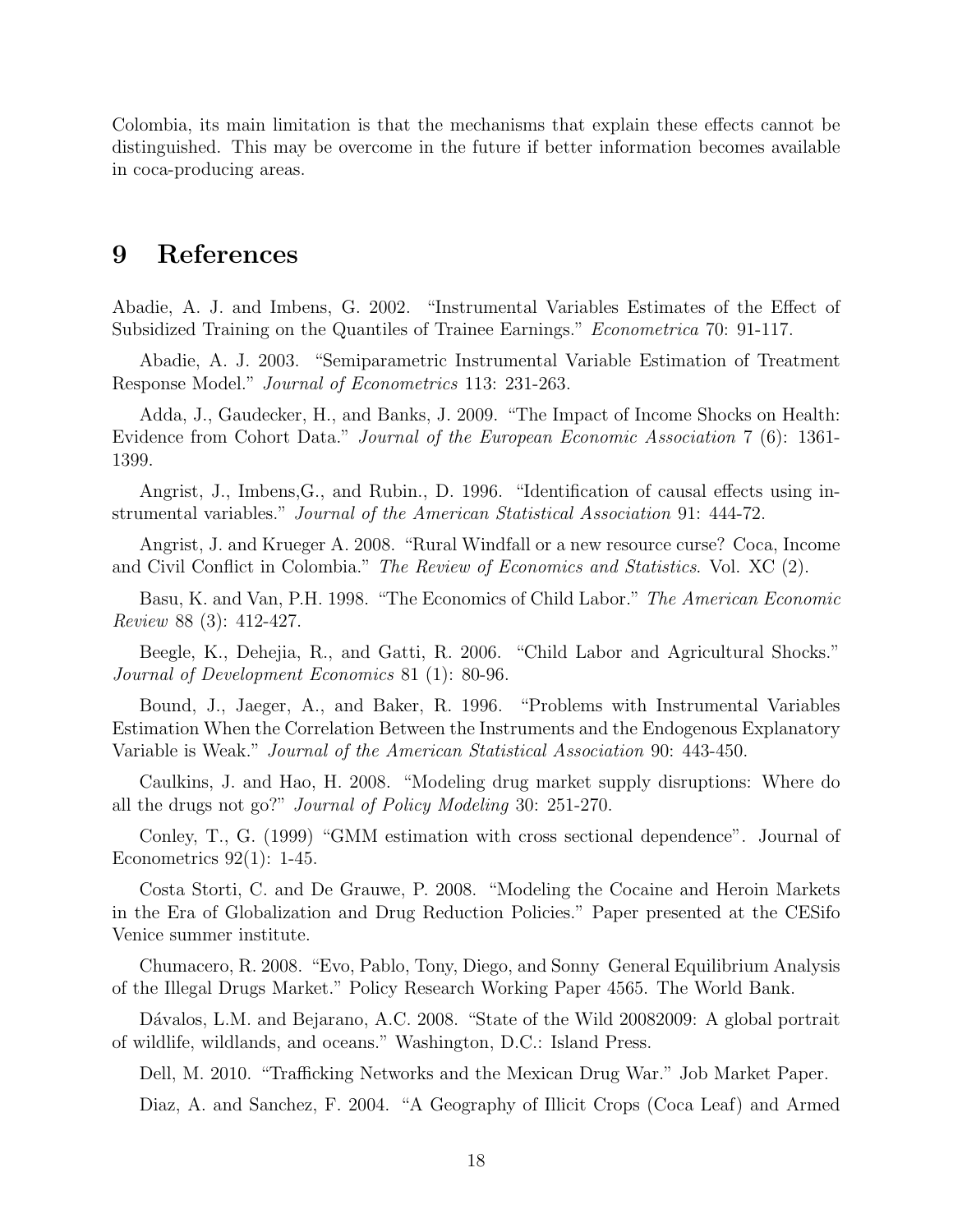Colombia, its main limitation is that the mechanisms that explain these effects cannot be distinguished. This may be overcome in the future if better information becomes available in coca-producing areas.

# 9 References

Abadie, A. J. and Imbens, G. 2002. "Instrumental Variables Estimates of the Effect of Subsidized Training on the Quantiles of Trainee Earnings." *Econometrica* 70: 91-117.

Abadie, A. J. 2003. "Semiparametric Instrumental Variable Estimation of Treatment Response Model." *Journal of Econometrics* 113: 231-263.

Adda, J., Gaudecker, H., and Banks, J. 2009. "The Impact of Income Shocks on Health: Evidence from Cohort Data." *Journal of the European Economic Association* 7 (6): 1361-1399.

Angrist, J., Imbens,G., and Rubin., D. 1996. "Identification of causal effects using instrumental variables." *Journal of the American Statistical Association* 91: 444-72.

Angrist, J. and Krueger A. 2008. "Rural Windfall or a new resource curse? Coca, Income and Civil Conflict in Colombia." *The Review of Economics and Statistics*. Vol. XC (2).

Basu, K. and Van, P.H. 1998. "The Economics of Child Labor." *The American Economic Review* 88 (3): 412-427.

Beegle, K., Dehejia, R., and Gatti, R. 2006. "Child Labor and Agricultural Shocks." *Journal of Development Economics* 81 (1): 80-96.

Bound, J., Jaeger, A., and Baker, R. 1996. "Problems with Instrumental Variables Estimation When the Correlation Between the Instruments and the Endogenous Explanatory Variable is Weak." *Journal of the American Statistical Association* 90: 443-450.

Caulkins, J. and Hao, H. 2008. "Modeling drug market supply disruptions: Where do all the drugs not go?" *Journal of Policy Modeling* 30: 251-270.

Conley, T., G. (1999) "GMM estimation with cross sectional dependence". Journal of Econometrics 92(1): 1-45.

Costa Storti, C. and De Grauwe, P. 2008. "Modeling the Cocaine and Heroin Markets in the Era of Globalization and Drug Reduction Policies." Paper presented at the CESifo Venice summer institute.

Chumacero, R. 2008. "Evo, Pablo, Tony, Diego, and Sonny General Equilibrium Analysis of the Illegal Drugs Market." Policy Research Working Paper 4565. The World Bank.

Dávalos, L.M. and Bejarano, A.C. 2008. "State of the Wild 20082009: A global portrait of wildlife, wildlands, and oceans." Washington, D.C.: Island Press.

Dell, M. 2010. "Trafficking Networks and the Mexican Drug War." Job Market Paper.

Diaz, A. and Sanchez, F. 2004. "A Geography of Illicit Crops (Coca Leaf) and Armed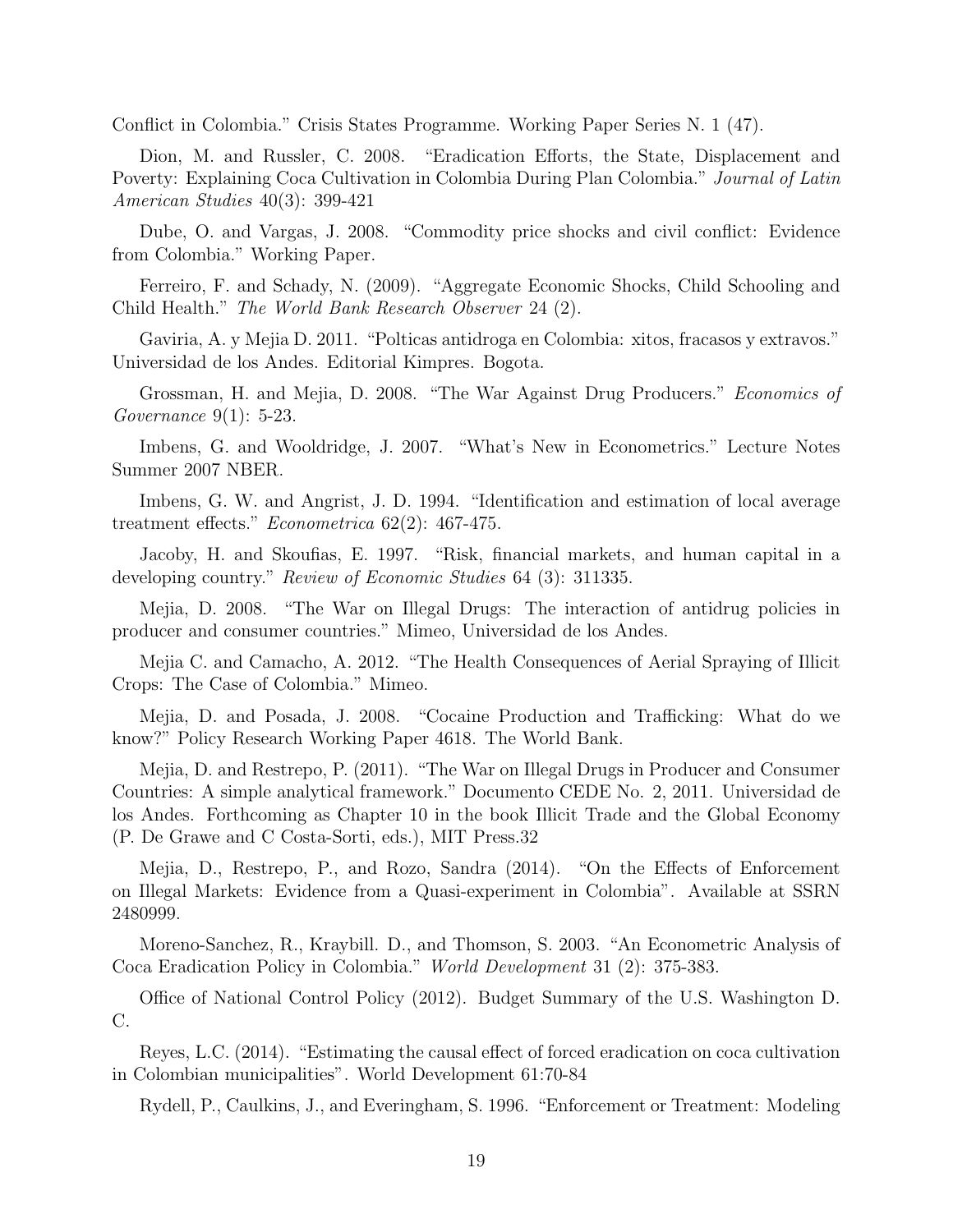Conflict in Colombia." Crisis States Programme. Working Paper Series N. 1 (47).

Dion, M. and Russler, C. 2008. "Eradication Efforts, the State, Displacement and Poverty: Explaining Coca Cultivation in Colombia During Plan Colombia." *Journal of Latin American Studies* 40(3): 399-421

Dube, O. and Vargas, J. 2008. "Commodity price shocks and civil conflict: Evidence from Colombia." Working Paper.

Ferreiro, F. and Schady, N. (2009). "Aggregate Economic Shocks, Child Schooling and Child Health." *The World Bank Research Observer* 24 (2).

Gaviria, A. y Mejia D. 2011. "Polticas antidroga en Colombia: xitos, fracasos y extravos." Universidad de los Andes. Editorial Kimpres. Bogota.

Grossman, H. and Mejia, D. 2008. "The War Against Drug Producers." *Economics of Governance* 9(1): 5-23.

Imbens, G. and Wooldridge, J. 2007. "What's New in Econometrics." Lecture Notes Summer 2007 NBER.

Imbens, G. W. and Angrist, J. D. 1994. "Identification and estimation of local average treatment effects." *Econometrica* 62(2): 467-475.

Jacoby, H. and Skoufias, E. 1997. "Risk, financial markets, and human capital in a developing country." *Review of Economic Studies* 64 (3): 311335.

Mejia, D. 2008. "The War on Illegal Drugs: The interaction of antidrug policies in producer and consumer countries." Mimeo, Universidad de los Andes.

Mejia C. and Camacho, A. 2012. "The Health Consequences of Aerial Spraying of Illicit Crops: The Case of Colombia." Mimeo.

Mejia, D. and Posada, J. 2008. "Cocaine Production and Trafficking: What do we know?" Policy Research Working Paper 4618. The World Bank.

Mejia, D. and Restrepo, P. (2011). "The War on Illegal Drugs in Producer and Consumer Countries: A simple analytical framework." Documento CEDE No. 2, 2011. Universidad de los Andes. Forthcoming as Chapter 10 in the book Illicit Trade and the Global Economy (P. De Grawe and C Costa-Sorti, eds.), MIT Press.32

Mejia, D., Restrepo, P., and Rozo, Sandra (2014). "On the Effects of Enforcement on Illegal Markets: Evidence from a Quasi-experiment in Colombia". Available at SSRN 2480999.

Moreno-Sanchez, R., Kraybill. D., and Thomson, S. 2003. "An Econometric Analysis of Coca Eradication Policy in Colombia." *World Development* 31 (2): 375-383.

Office of National Control Policy (2012). Budget Summary of the U.S. Washington D. C.

Reyes, L.C. (2014). "Estimating the causal effect of forced eradication on coca cultivation in Colombian municipalities". World Development 61:70-84

Rydell, P., Caulkins, J., and Everingham, S. 1996. "Enforcement or Treatment: Modeling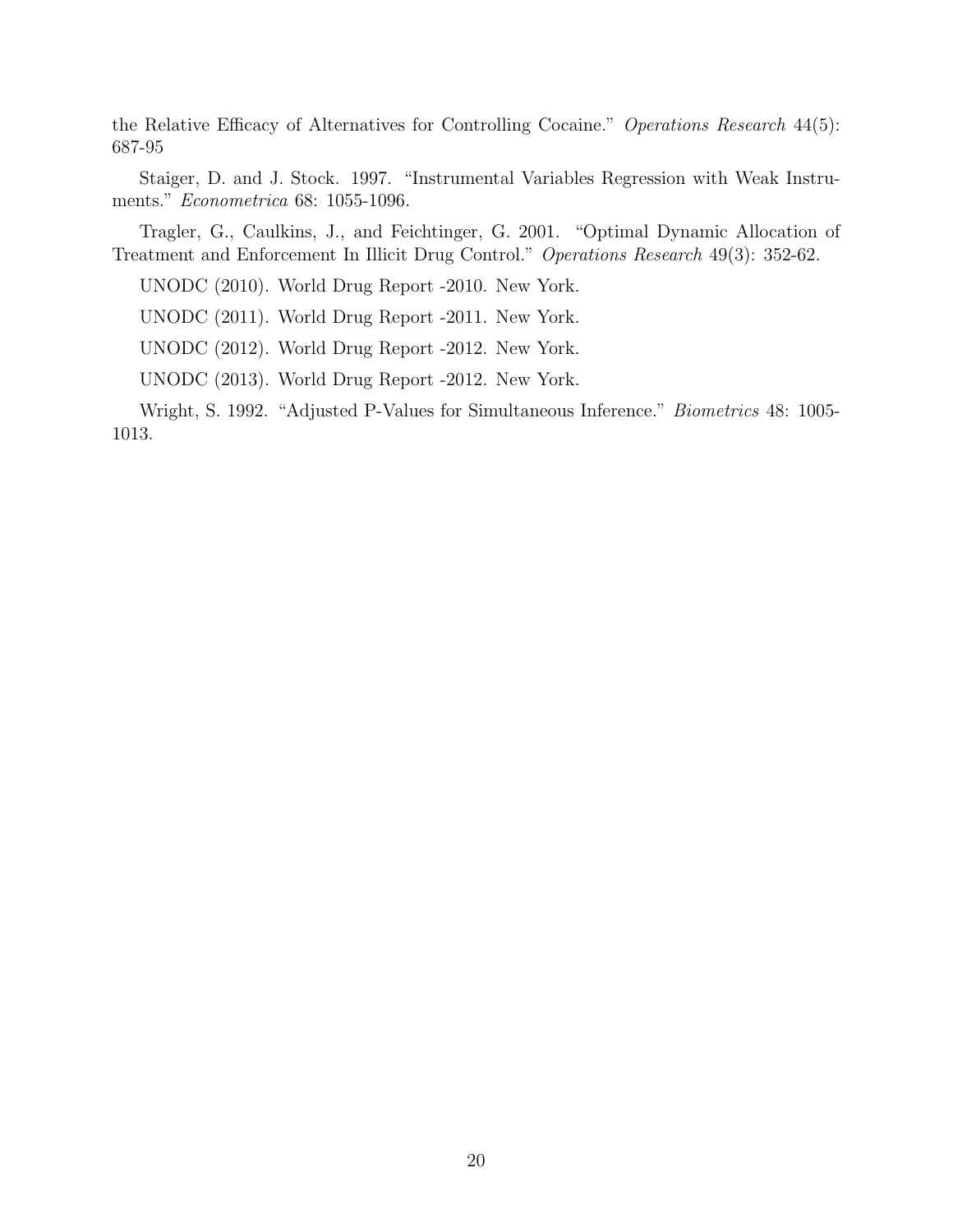the Relative Efficacy of Alternatives for Controlling Cocaine." *Operations Research* 44(5): 687-95

Staiger, D. and J. Stock. 1997. "Instrumental Variables Regression with Weak Instruments." *Econometrica* 68: 1055-1096.

Tragler, G., Caulkins, J., and Feichtinger, G. 2001. "Optimal Dynamic Allocation of Treatment and Enforcement In Illicit Drug Control." *Operations Research* 49(3): 352-62.

UNODC (2010). World Drug Report -2010. New York.

UNODC (2011). World Drug Report -2011. New York.

UNODC (2012). World Drug Report -2012. New York.

UNODC (2013). World Drug Report -2012. New York.

Wright, S. 1992. "Adjusted P-Values for Simultaneous Inference." *Biometrics* 48: 1005-1013.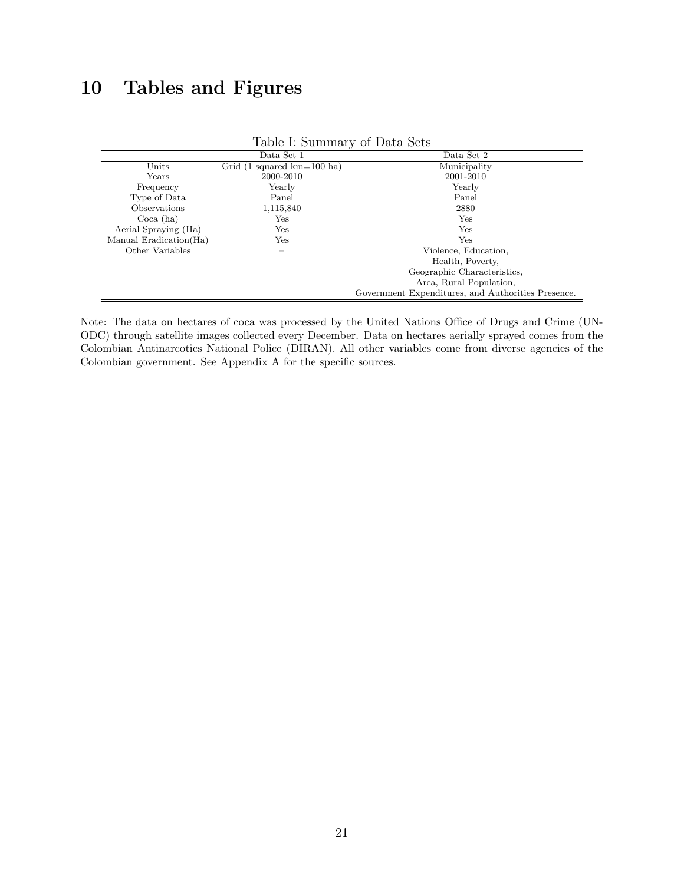# 10 Tables and Figures

Table I: Summary of Data Sets

| | Data Set 1 | Data Set 2 |
|---|---|---|
| Units | Grid (1 squared km=100 ha) | Municipality |
| Years | 2000-2010 | 2001-2010 |
| Frequency | Yearly | Yearly |
| Type of Data | Panel | Panel |
| Observations | 1,115,840 | 2880 |
| Coca (ha) | Yes | Yes |
| Aerial Spraying (Ha) | Yes | Yes |
| Manual Eradication(Ha) | Yes | Yes |
| Other Variables | – | Violence, Education, Health, Poverty, Geographic Characteristics, Area, Rural Population, Government Expenditures, and Authorities Presence. |

Note: The data on hectares of coca was processed by the United Nations Office of Drugs and Crime (UNODC) through satellite images collected every December. Data on hectares aerially sprayed comes from the Colombian Antinarcotics National Police (DIRAN). All other variables come from diverse agencies of the Colombian government. See Appendix A for the specific sources.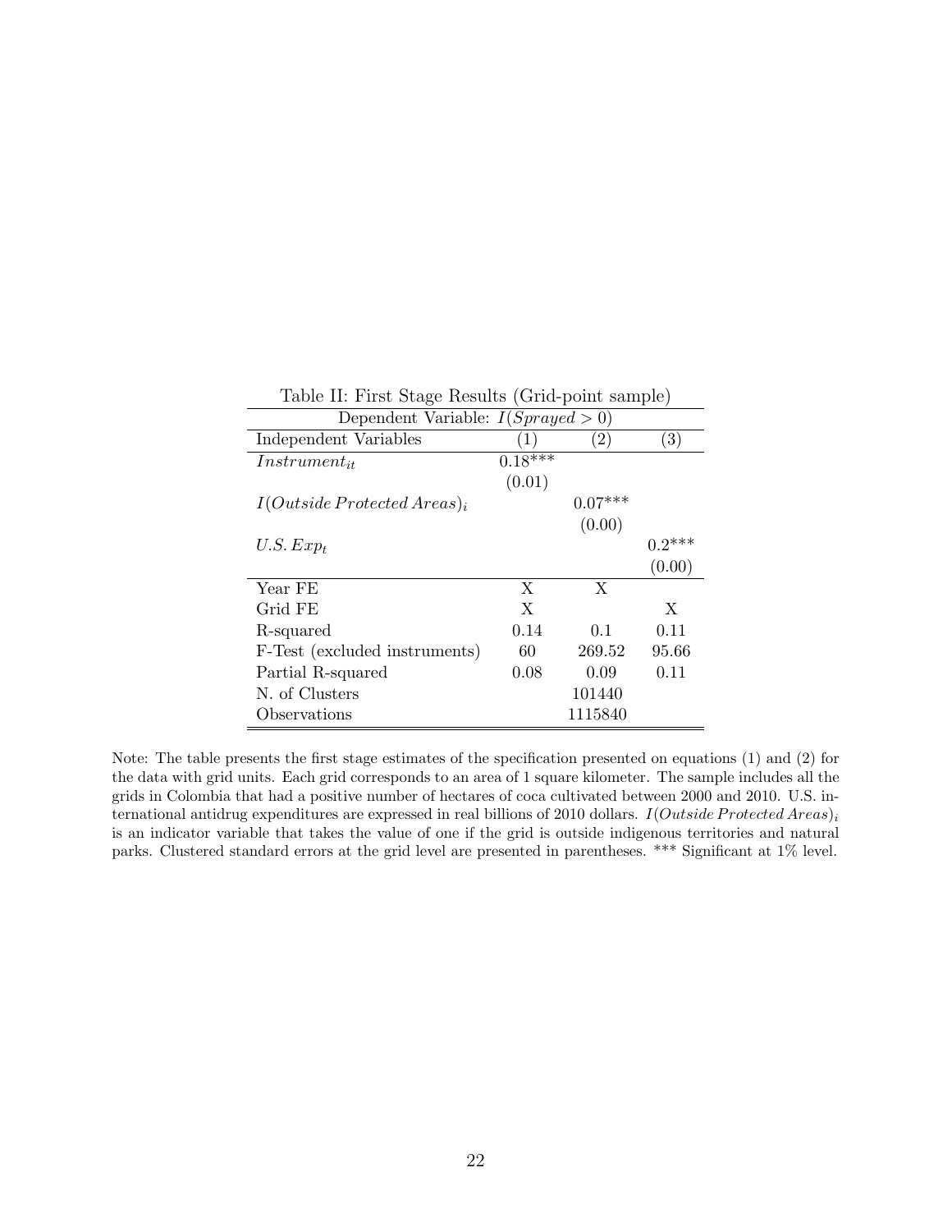Table II: First Stage Results (Grid-point sample)

| Dependent Variable: $I(Sprayed > 0)$ | | | |
|---|---|---|---|
| Independent Variables | (1) | (2) | (3) |
| $Instrument_{it}$ | 0.18*** | | |
| | (0.01) | | |
| $I(Outside\,Protected\,Areas)_i$ | | 0.07*** | |
| | | (0.00) | |
| $U.S.\,Exp_t$ | | | 0.2*** |
| | | | (0.00) |
| Year FE | X | X | |
| Grid FE | X | | X |
| R-squared | 0.14 | 0.1 | 0.11 |
| F-Test (excluded instruments) | 60 | 269.52 | 95.66 |
| Partial R-squared | 0.08 | 0.09 | 0.11 |
| N. of Clusters | | 101440 | |
| Observations | | 1115840 | |

Note: The table presents the first stage estimates of the specification presented on equations (1) and (2) for the data with grid units. Each grid corresponds to an area of 1 square kilometer. The sample includes all the grids in Colombia that had a positive number of hectares of coca cultivated between 2000 and 2010. U.S. international antidrug expenditures are expressed in real billions of 2010 dollars. $I(Outside\,Protected\,Areas)_i$ is an indicator variable that takes the value of one if the grid is outside indigenous territories and natural parks. Clustered standard errors at the grid level are presented in parentheses. *** Significant at 1% level.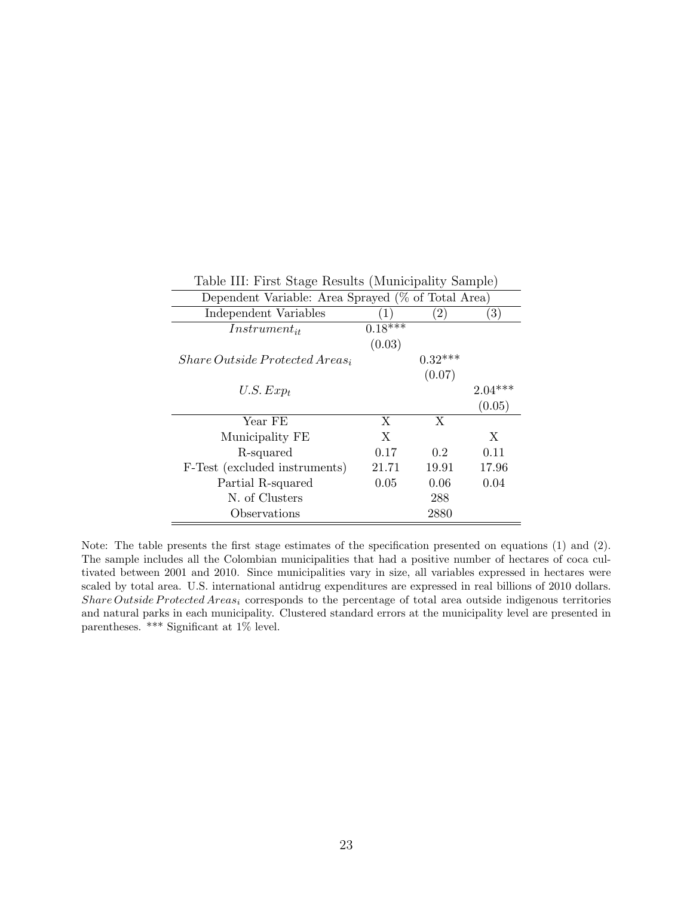Table III: First Stage Results (Municipality Sample)

| Dependent Variable: Area Sprayed (% of Total Area) | | | |
|---|---|---|---|
| Independent Variables | (1) | (2) | (3) |
| $Instrument_{it}$ | 0.18*** | | |
| | (0.03) | | |
| $Share\,Outside\,Protected\,Areas_i$ | | 0.32*** | |
| | | (0.07) | |
| $U.S.\,Exp_t$ | | | 2.04*** |
| | | | (0.05) |
| Year FE | X | X | |
| Municipality FE | X | | X |
| R-squared | 0.17 | 0.2 | 0.11 |
| F-Test (excluded instruments) | 21.71 | 19.91 | 17.96 |
| Partial R-squared | 0.05 | 0.06 | 0.04 |
| N. of Clusters | | 288 | |
| Observations | | 2880 | |

Note: The table presents the first stage estimates of the specification presented on equations (1) and (2). The sample includes all the Colombian municipalities that had a positive number of hectares of coca cultivated between 2001 and 2010. Since municipalities vary in size, all variables expressed in hectares were scaled by total area. U.S. international antidrug expenditures are expressed in real billions of 2010 dollars. $Share\,Outside\,Protected\,Areas_i$ corresponds to the percentage of total area outside indigenous territories and natural parks in each municipality. Clustered standard errors at the municipality level are presented in parentheses. *** Significant at 1% level.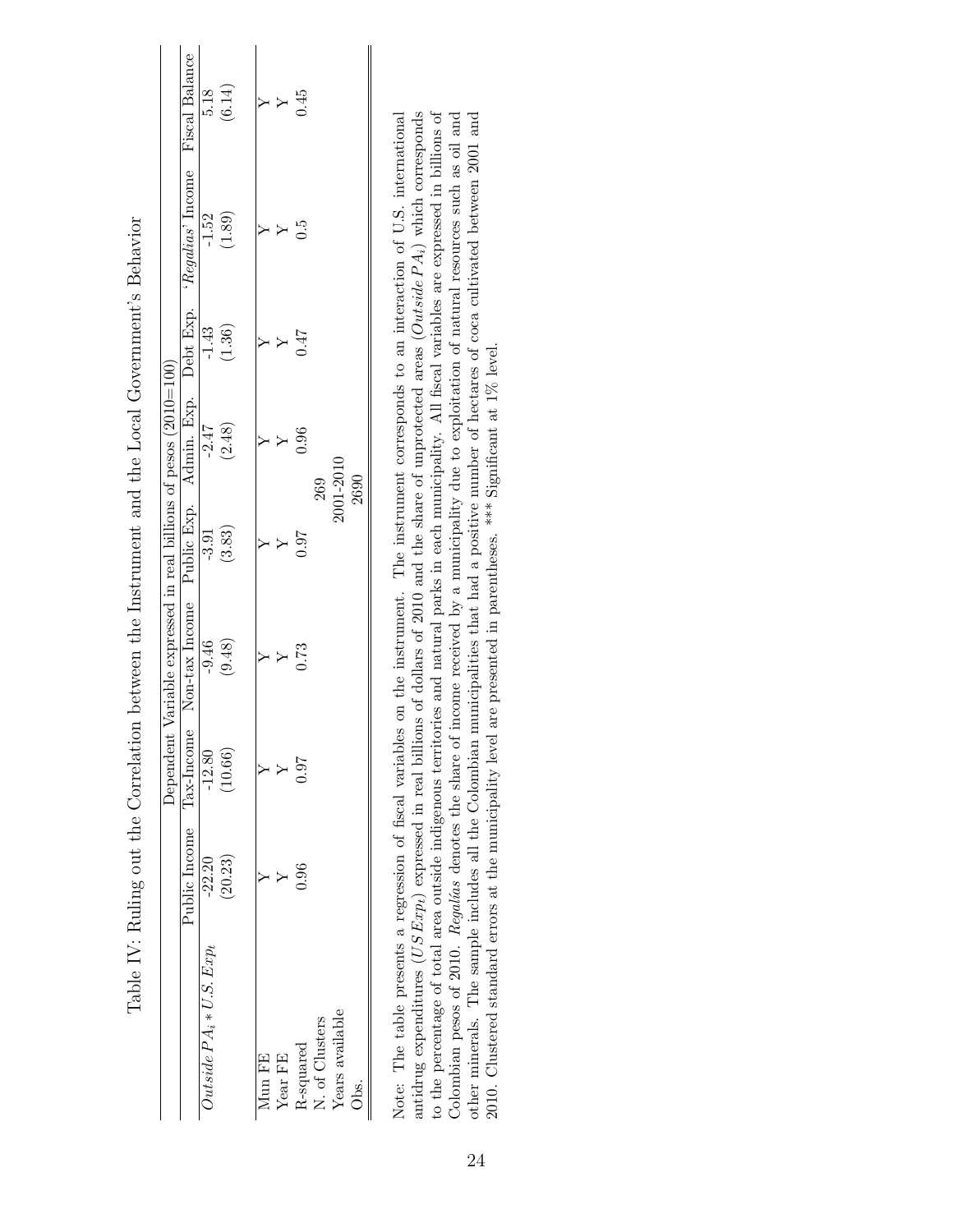Table IV: Ruling out the Correlation between the Instrument and the Local Government's Behavior

| | Dependent Variable expressed in real billions of pesos (2010=100) | | | | | | | |
|---|---|---|---|---|---|---|---|---|
| | Public Income | Tax-Income | Non-tax Income | Public Exp. | Admin. Exp. | Debt Exp. | '*Regalías*' Income | Fiscal Balance |
| $Outside\,PA_i * U.S.\,Exp_t$ | -22.20 | -12.80 | -9.46 | -3.91 | -2.47 | -1.43 | -1.52 | 5.18 |
| | (20.23) | (10.66) | (9.48) | (3.83) | (2.48) | (1.36) | (1.89) | (6.14) |
| Mun FE | Y | Y | Y | Y | Y | Y | Y | Y |
| Year FE | Y | Y | Y | Y | Y | Y | Y | Y |
| R-squared | 0.96 | 0.97 | 0.73 | 0.97 | 0.96 | 0.47 | 0.5 | 0.45 |
| N. of Clusters | 269 | | | | | | | |
| Years available | 2001-2010 | | | | | | | |
| Obs. | 2690 | | | | | | | |

Note: The table presents a regression of fiscal variables on the instrument. The instrument corresponds to an interaction of U.S. international antidrug expenditures ($USExp_t$) expressed in real billions of dollars of 2010 and the share of unprotected areas ($Outside\,PA_i$) which corresponds to the percentage of total area outside indigenous territories and natural parks in each municipality. All fiscal variables are expressed in billions of Colombian pesos of 2010. *Regalías* denotes the share of income received by a municipality due to exploitation of natural resources such as oil and other minerals. The sample includes all the Colombian municipalities that had a positive number of hectares of coca cultivated between 2001 and 2010. Clustered standard errors at the municipality level are presented in parentheses. *** Significant at 1% level.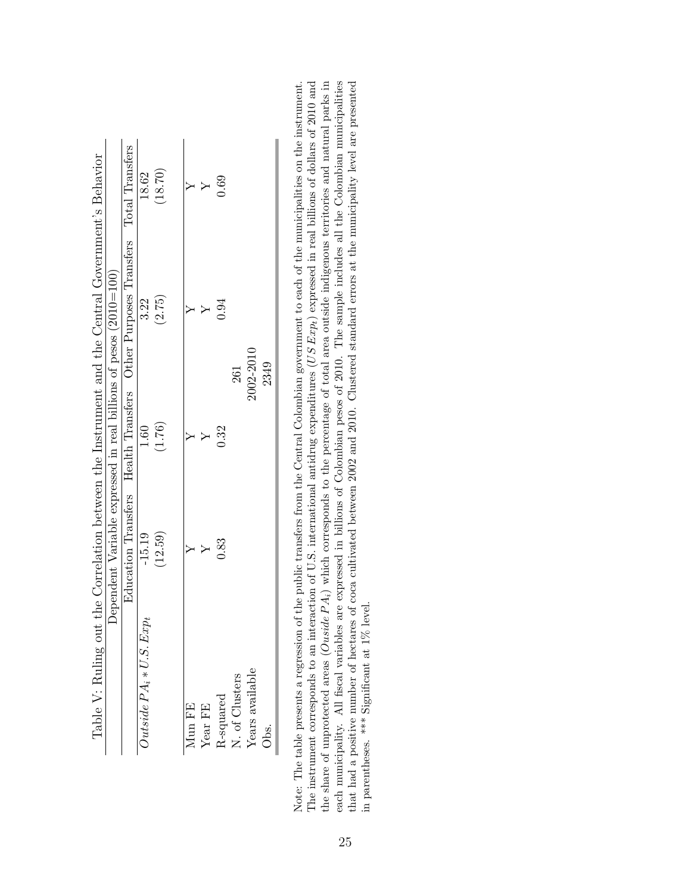Table V: Ruling out the Correlation between the Instrument and the Central Government's Behavior

| | Dependent Variable expressed in real billions of pesos (2010=100) | | | |
|---|---|---|---|---|
| | Education Transfers | Health Transfers | Other Purposes Transfers | Total Transfers |
| $Outside\, PA_i * U.S. Exp_t$ | -15.19 | 1.60 | 3.22 | 18.62 |
| | (12.59) | (1.76) | (2.75) | (18.70) |
| Mun FE | Y | Y | Y | Y |
| Year FE | Y | Y | Y | Y |
| R-squared | 0.83 | 0.32 | 0.94 | 0.69 |
| N. of Clusters | 261 | | | |
| Years available | 2002-2010 | | | |
| Obs. | 2349 | | | |

Note: The table presents a regression of the public transfers from the Central Colombian government to each of the municipalities on the instrument. The instrument corresponds to an interaction of U.S. international antidrug expenditures ($US\, Exp_t$) expressed in real billions of dollars of 2010 and the share of unprotected areas ($Ouside\, PA_i$) which corresponds to the percentage of total area outside indigenous territories and natural parks in each municipality. All fiscal variables are expressed in billions of Colombian pesos of 2010. The sample includes all the Colombian municipalities that had a positive number of hectares of coca cultivated between 2002 and 2010. Clustered standard errors at the municipality level are presented in parentheses. *** Significant at 1% level.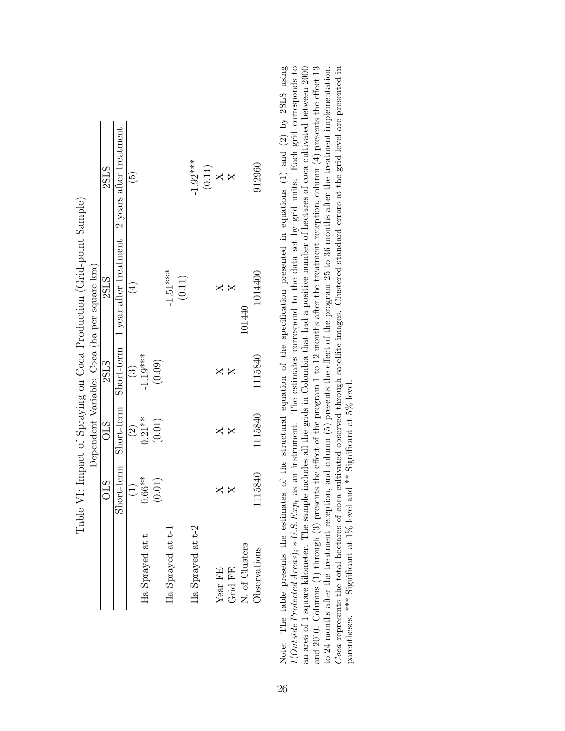Table VI: Impact of Spraying on Coca Production (Grid-point Sample)

| | Dependent Variable: Coca (ha per square km) | | | | |
|---|---|---|---|---|---|
| | OLS | OLS | 2SLS | 2SLS | 2SLS |
| | Short-term | Short-term | Short-term | 1 year after treatment | 2 years after treatment |
| | (1) | (2) | (3) | (4) | (5) |
| Ha Sprayed at t | 0.66** | 0.21** | -1.19*** | | |
| | (0.01) | (0.01) | (0.09) | | |
| Ha Sprayed at t-1 | | | | -1.51*** | |
| | | | | (0.11) | |
| Ha Sprayed at t-2 | | | | | -1.92*** |
| | | | | | (0.14) |
| Year FE | X | X | X | X | X |
| Grid FE | X | X | X | X | X |
| N. of Clusters | | | 101440 | | |
| Observations | 1115840 | 1115840 | 1115840 | 1014400 | 912960 |

Note: The table presents the estimates of the structural equation of the specification presented in equations (1) and (2) by 2SLS using $I(Outside\ Protected\ Areas)_i * U.S.Exp_t$ as an instrument. The estimates correspond to the data set by grid units. Each grid corresponds to an area of 1 square kilometer. The sample includes all the grids in Colombia that had a positive number of hectares of coca cultivated between 2000 and 2010. Columns (1) through (3) presents the effect of the program 1 to 12 months after the treatment reception, column (4) presents the effect 13 to 24 months after the treatment reception, and column (5) presents the effect of the program 25 to 36 months after the treatment implementation. *Coca* represents the total hectares of coca cultivated observed through satellite images. Clustered standard errors at the grid level are presented in parentheses. *** Significant at 1% level and ** Significant at 5% level.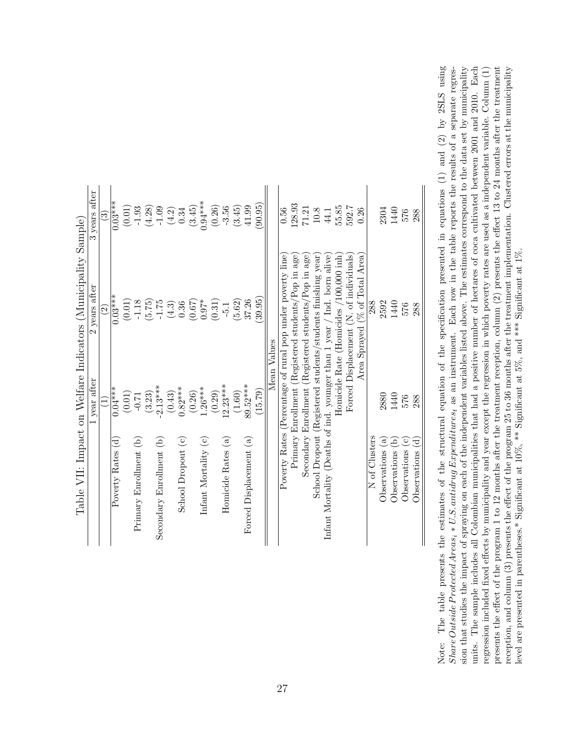Table VII: Impact on Welfare Indicators (Municipality Sample)

| | 1 year after | 2 years after | 3 years after |
|---|---|---|---|
| | (1) | (2) | (3) |
| Poverty Rates (d) | 0.04*** | 0.03*** | 0.03*** |
| | (0.01) | (0.01) | (0.01) |
| Primary Enrollment (b) | -0.71 | -1.18 | -1.93 |
| | (3.23) | (5.75) | (4.28) |
| Secondary Enrollment (b) | -2.13*** | -1.75 | -1.09 |
| | (0.43) | (4.3) | (4.2) |
| School Dropout (c) | 0.82*** | 0.36 | 0.34 |
| | (0.26) | (0.67) | (3.45) |
| Infant Mortality (c) | 1.26*** | 0.97* | 0.94*** |
| | (0.29) | (0.31) | (0.26) |
| Homicide Rates (a) | 12.23*** | -5.1 | -3.56 |
| | (1.60) | (5.62) | (3.45) |
| Forced Displacement (a) | 89.52*** | 37.26 | 41.99 |
| | (15.79) | (39.95) | (90.95) |
| **Mean Values** | | | |
| Poverty Rates (Percentage of rural pop under poverty line) | | | 0.56 |
| Primary Enrollment (Registered students/Pop in age) | | | 128.93 |
| Secondary Enrollment (Registered students/Pop in age) | | | 71.21 |
| School Dropout (Registered students/students finishing year) | | | 10.8 |
| Infant Mortality (Deaths of ind. younger than 1 year / Ind. born alive) | | | 44.1 |
| Homicide Rate (Homicides /100,000 inh) | | | 55.85 |
| Forced Displacement (N. of individuals) | | | 592.7 |
| Area Sprayed (% of Total Area) | | | 0.26 |
| N of Clusters | | 288 | |
| Observations (a) | 2880 | 2592 | 2304 |
| Observations (b) | 1440 | 1440 | 1440 |
| Observations (c) | 576 | 576 | 576 |
| Observations (d) | 288 | 288 | 288 |

Note: The table presents the estimates of the structural equation of the specification presented in equations (1) and (2) by 2SLS using $Share Outside Protected Areas_i * U.S. antidrug Expenditures_t$ as an instrument. Each row in the table reports the results of a separate regression that studies the impact of spraying on each of the independent variables listed above. The estimates correspond to the data set by municipality units. The sample includes all Colombian municipalities that had a positive number of hectares of coca cultivated between 2001 and 2010. Each regression included fixed effects by municipality and year except the regression in which poverty rates are used as a independent variable. Column (1) presents the effect of the program 1 to 12 months after the treatment reception, column (2) presents the effect 13 to 24 months after the treatment reception, and column (3) presents the effect of the program 25 to 36 months after the treatment implementation. Clustered errors at the municipality level are presented in parentheses.* Significant at 10%, ** Significant at 5%, and *** Significant at 1%.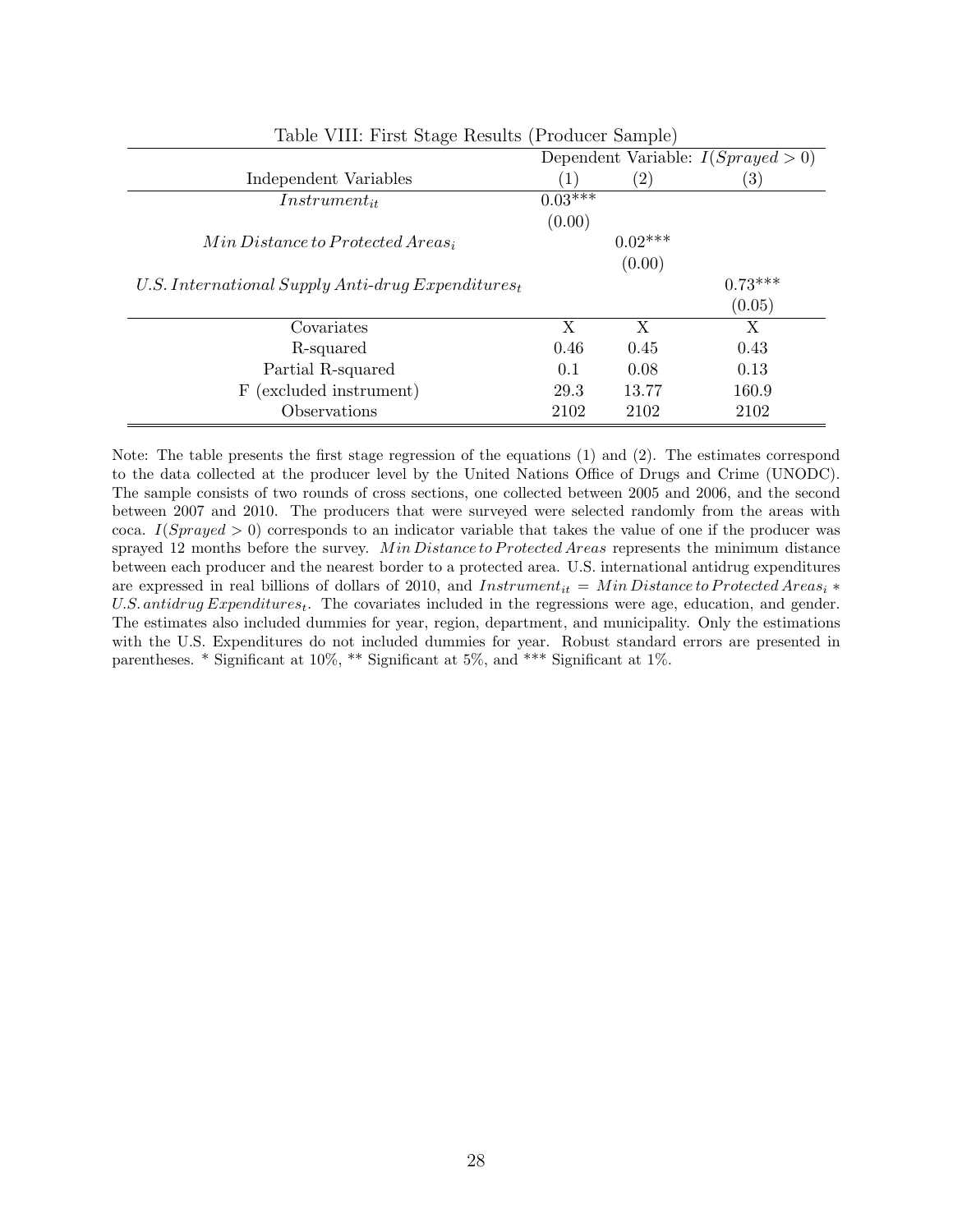Table VIII: First Stage Results (Producer Sample)

| Independent Variables | Dependent Variable: $I(Sprayed > 0)$ (1) | (2) | (3) |
|---|---|---|---|
| $Instrument_{it}$ | 0.03*** | | |
| | (0.00) | | |
| $Min\,Distance\,to\,Protected\,Areas_i$ | | 0.02*** | |
| | | (0.00) | |
| $U.S.\,International\,Supply\,Anti\text{-}drug\,Expenditures_t$ | | | 0.73*** |
| | | | (0.05) |
| Covariates | X | X | X |
| R-squared | 0.46 | 0.45 | 0.43 |
| Partial R-squared | 0.1 | 0.08 | 0.13 |
| F (excluded instrument) | 29.3 | 13.77 | 160.9 |
| Observations | 2102 | 2102 | 2102 |

Note: The table presents the first stage regression of the equations (1) and (2). The estimates correspond to the data collected at the producer level by the United Nations Office of Drugs and Crime (UNODC). The sample consists of two rounds of cross sections, one collected between 2005 and 2006, and the second between 2007 and 2010. The producers that were surveyed were selected randomly from the areas with coca. $I(Sprayed > 0)$ corresponds to an indicator variable that takes the value of one if the producer was sprayed 12 months before the survey. $Min\,Distance\,to\,Protected\,Areas$ represents the minimum distance between each producer and the nearest border to a protected area. U.S. international antidrug expenditures are expressed in real billions of dollars of 2010, and $Instrument_{it} = Min\,Distance\,to\,Protected\,Areas_i * U.S.\,antidrug\,Expenditures_t$. The covariates included in the regressions were age, education, and gender. The estimates also included dummies for year, region, department, and municipality. Only the estimations with the U.S. Expenditures do not included dummies for year. Robust standard errors are presented in parentheses. * Significant at 10%, ** Significant at 5%, and *** Significant at 1%.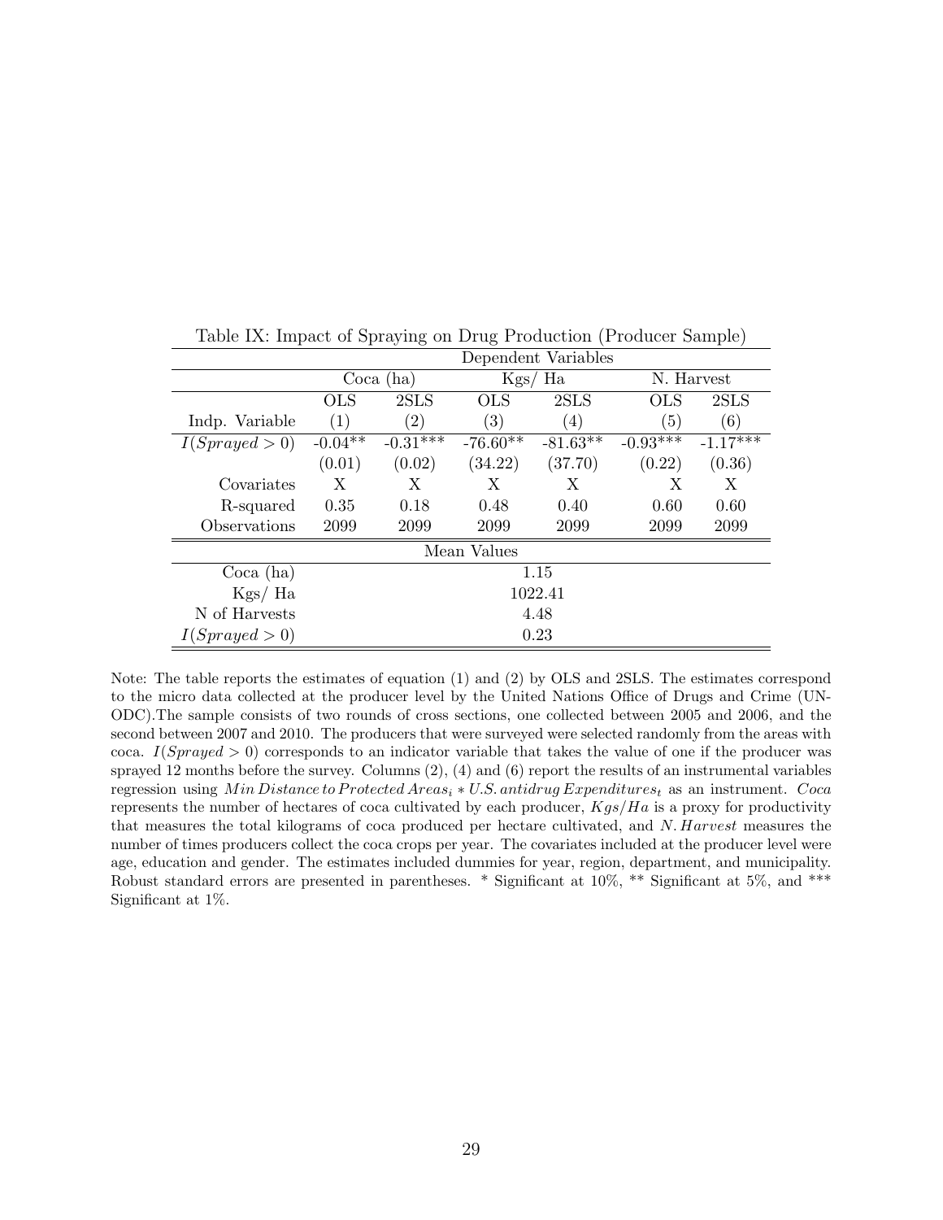Table IX: Impact of Spraying on Drug Production (Producer Sample)

| | Dependent Variables | | | | | |
|---|---|---|---|---|---|---|
| | Coca (ha) | | Kgs/ Ha | | N. Harvest | |
| | OLS | 2SLS | OLS | 2SLS | OLS | 2SLS |
| Indp. Variable | (1) | (2) | (3) | (4) | (5) | (6) |
| $I(Sprayed > 0)$ | -0.04** | -0.31*** | -76.60** | -81.63** | -0.93*** | -1.17*** |
| | (0.01) | (0.02) | (34.22) | (37.70) | (0.22) | (0.36) |
| Covariates | X | X | X | X | X | X |
| R-squared | 0.35 | 0.18 | 0.48 | 0.40 | 0.60 | 0.60 |
| Observations | 2099 | 2099 | 2099 | 2099 | 2099 | 2099 |
| **Mean Values** | | | | | | |
| Coca (ha) | 1.15 | | | | | |
| Kgs/ Ha | 1022.41 | | | | | |
| N of Harvests | 4.48 | | | | | |
| $I(Sprayed > 0)$ | 0.23 | | | | | |

Note: The table reports the estimates of equation (1) and (2) by OLS and 2SLS. The estimates correspond to the micro data collected at the producer level by the United Nations Office of Drugs and Crime (UNODC).The sample consists of two rounds of cross sections, one collected between 2005 and 2006, and the second between 2007 and 2010. The producers that were surveyed were selected randomly from the areas with coca. $I(Sprayed > 0)$ corresponds to an indicator variable that takes the value of one if the producer was sprayed 12 months before the survey. Columns (2), (4) and (6) report the results of an instrumental variables regression using $Min\,Distance\,to\,Protected\,Areas_i * U.S.\,antidrug\,Expenditures_t$ as an instrument. $Coca$ represents the number of hectares of coca cultivated by each producer, $Kgs/Ha$ is a proxy for productivity that measures the total kilograms of coca produced per hectare cultivated, and $N.\,Harvest$ measures the number of times producers collect the coca crops per year. The covariates included at the producer level were age, education and gender. The estimates included dummies for year, region, department, and municipality. Robust standard errors are presented in parentheses. * Significant at 10%, ** Significant at 5%, and *** Significant at 1%.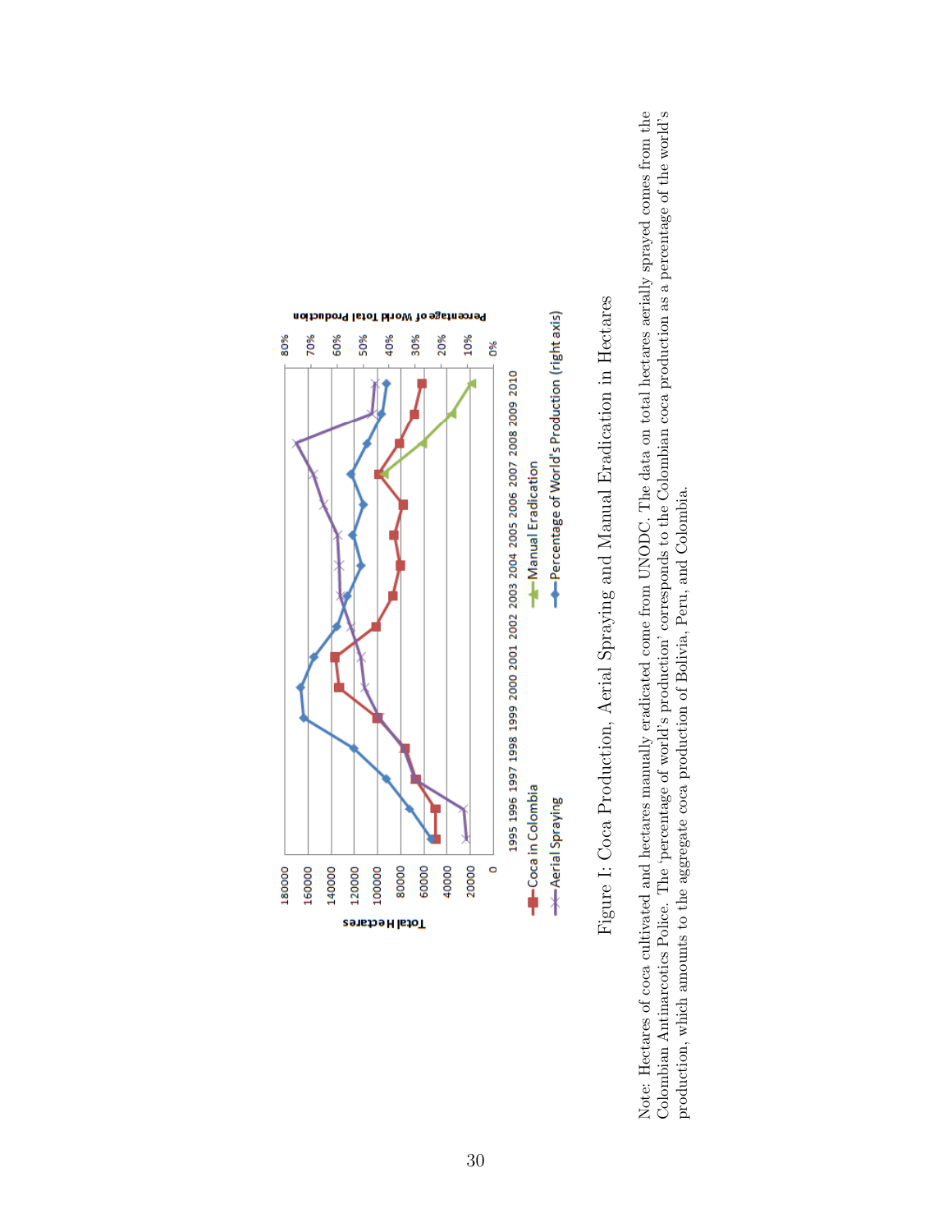Figure I: Coca Production, Aerial Spraying and Manual Eradication in Hectares

Note: Hectares of coca cultivated and hectares manually eradicated come from UNODC. The data on total hectares aerially sprayed comes from the Colombian Antinarcotics Police. The 'percentage of world's production' corresponds to the Colombian coca production as a percentage of the world's production, which amounts to the aggregate coca production of Bolivia, Peru, and Colombia.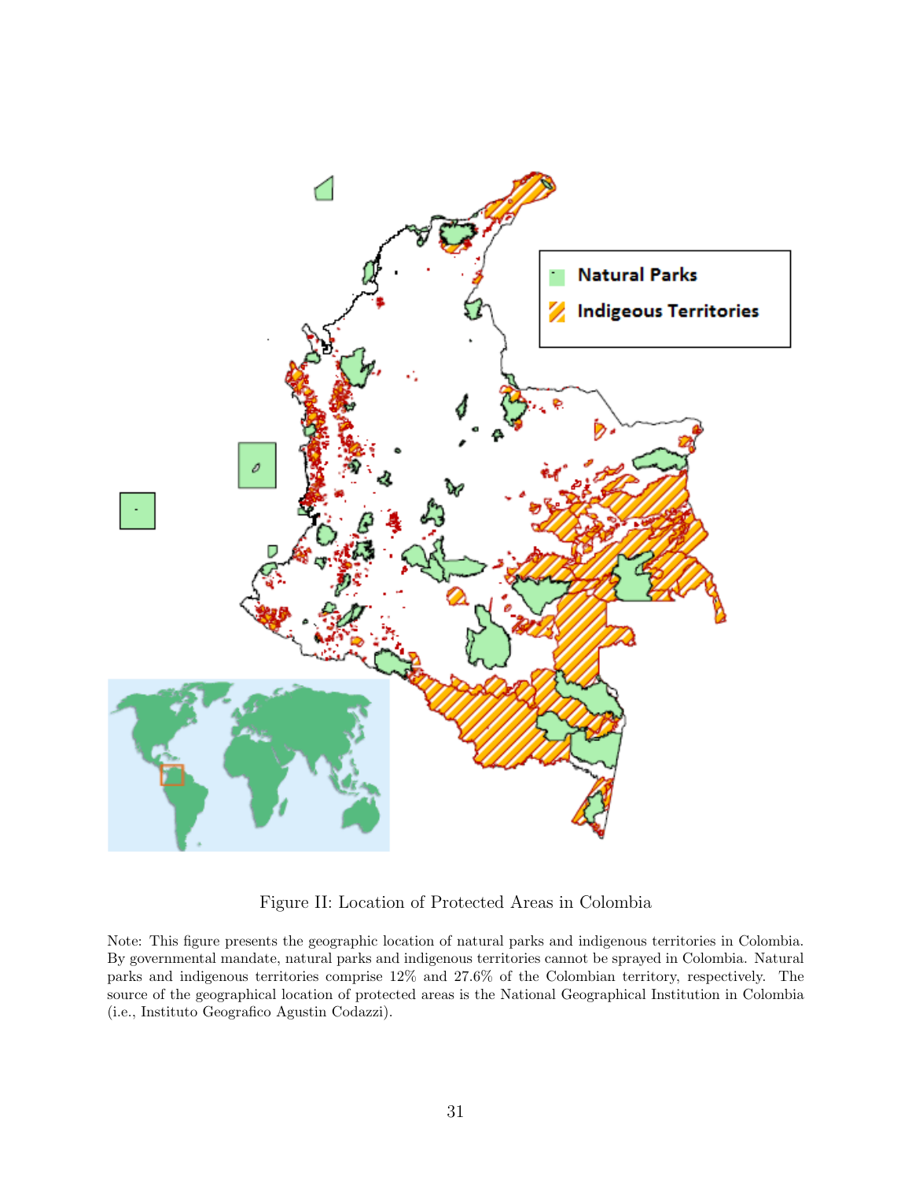Figure II: Location of Protected Areas in Colombia

Note: This figure presents the geographic location of natural parks and indigenous territories in Colombia. By governmental mandate, natural parks and indigenous territories cannot be sprayed in Colombia. Natural parks and indigenous territories comprise 12% and 27.6% of the Colombian territory, respectively. The source of the geographical location of protected areas is the National Geographical Institution in Colombia (i.e., Instituto Geografico Agustin Codazzi).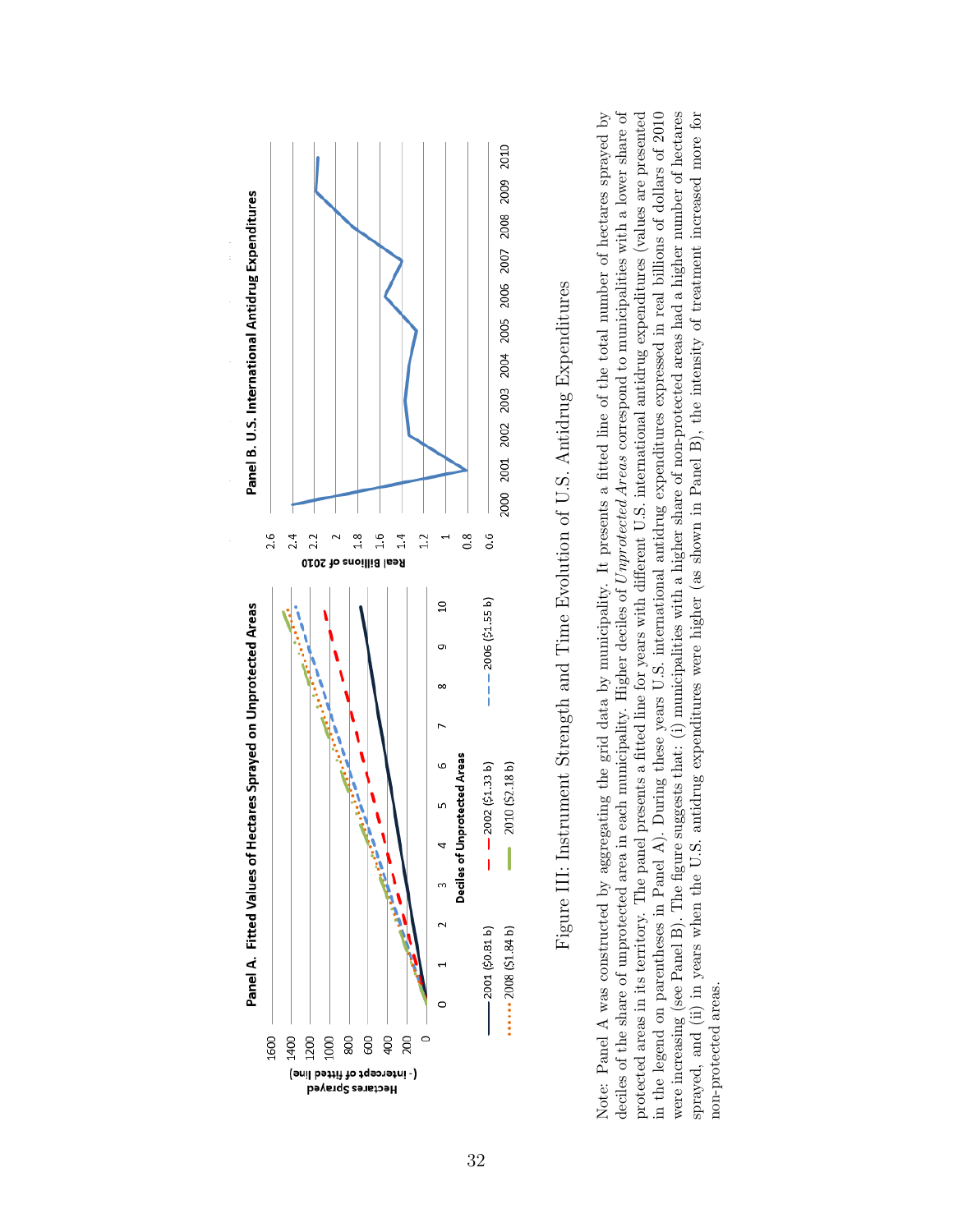Figure III: Instrument Strength and Time Evolution of U.S. Antidrug Expenditures

Note: Panel A was constructed by aggregating the grid data by municipality. It presents a fitted line of the total number of hectares sprayed by deciles of the share of unprotected area in each municipality. Higher deciles of *Unprotected Areas* correspond to municipalities with a lower share of protected areas in its territory. The panel presents a fitted line for years with different U.S. international antidrug expenditures (values are presented in the legend on parentheses in Panel A). During these years U.S. international antidrug expenditures expressed in real billions of dollars of 2010 were increasing (see Panel B). The figure suggests that: (i) municipalities with a higher share of non-protected areas had a higher number of hectares sprayed, and (ii) in years when the U.S. antidrug expenditures were higher (as shown in Panel B), the intensity of treatment increased more for non-protected areas.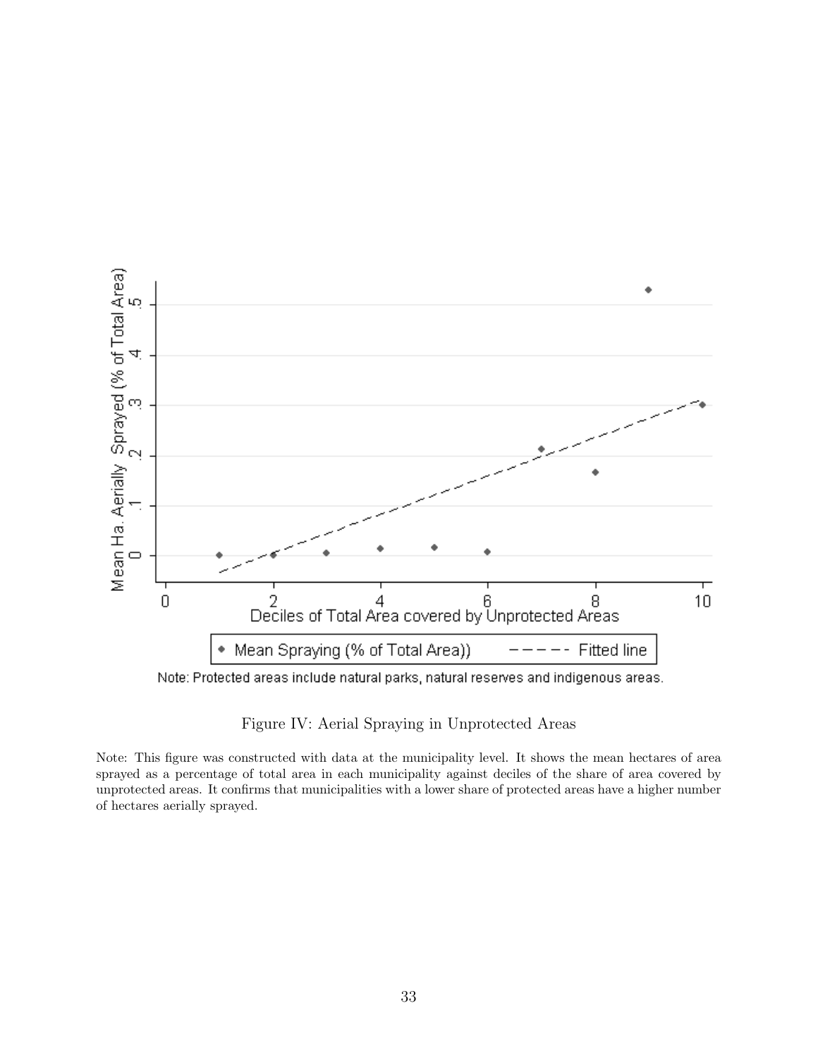Figure IV: Aerial Spraying in Unprotected Areas

Note: This figure was constructed with data at the municipality level. It shows the mean hectares of area sprayed as a percentage of total area in each municipality against deciles of the share of area covered by unprotected areas. It confirms that municipalities with a lower share of protected areas have a higher number of hectares aerially sprayed.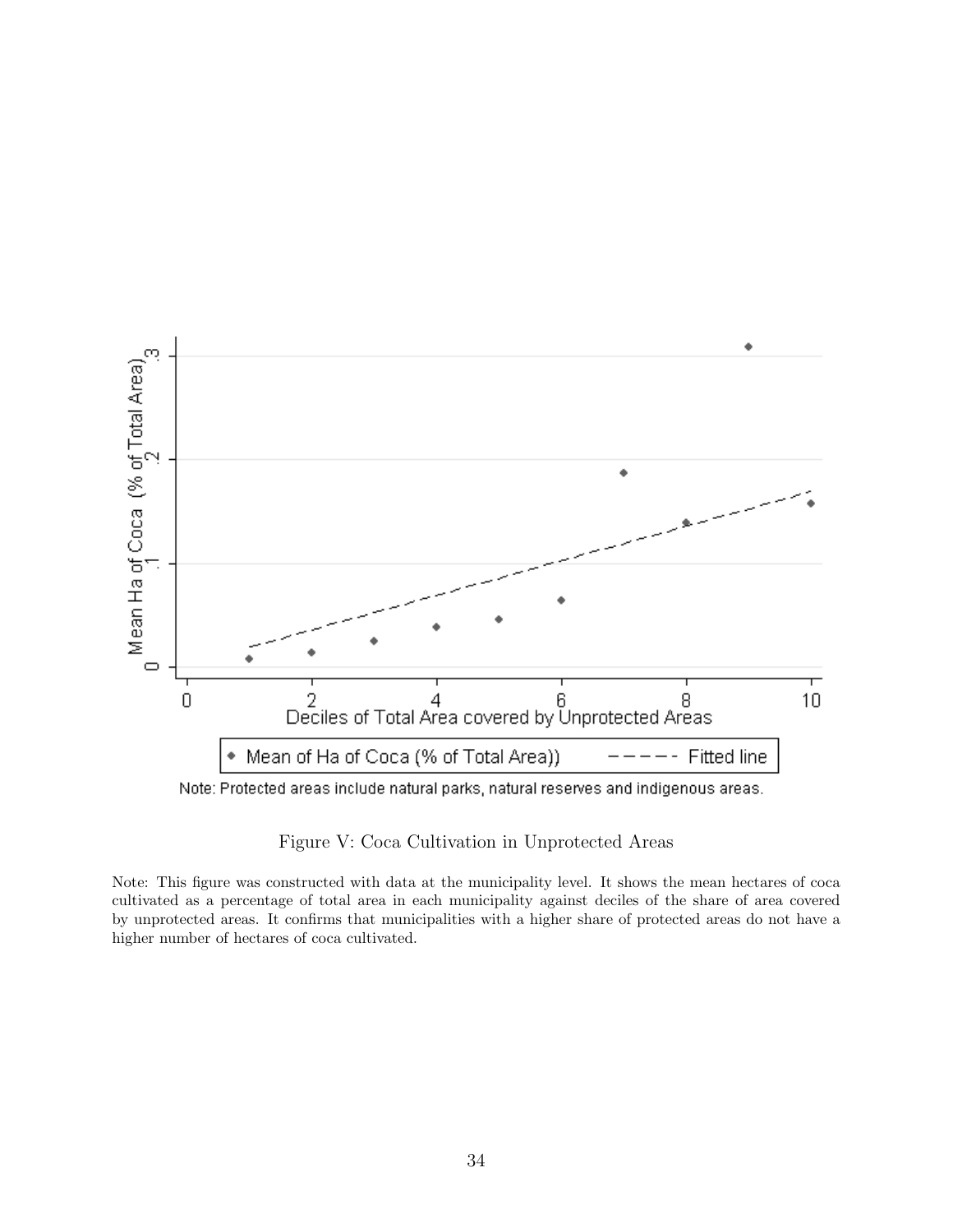Figure V: Coca Cultivation in Unprotected Areas

Note: This figure was constructed with data at the municipality level. It shows the mean hectares of coca cultivated as a percentage of total area in each municipality against deciles of the share of area covered by unprotected areas. It confirms that municipalities with a higher share of protected areas do not have a higher number of hectares of coca cultivated.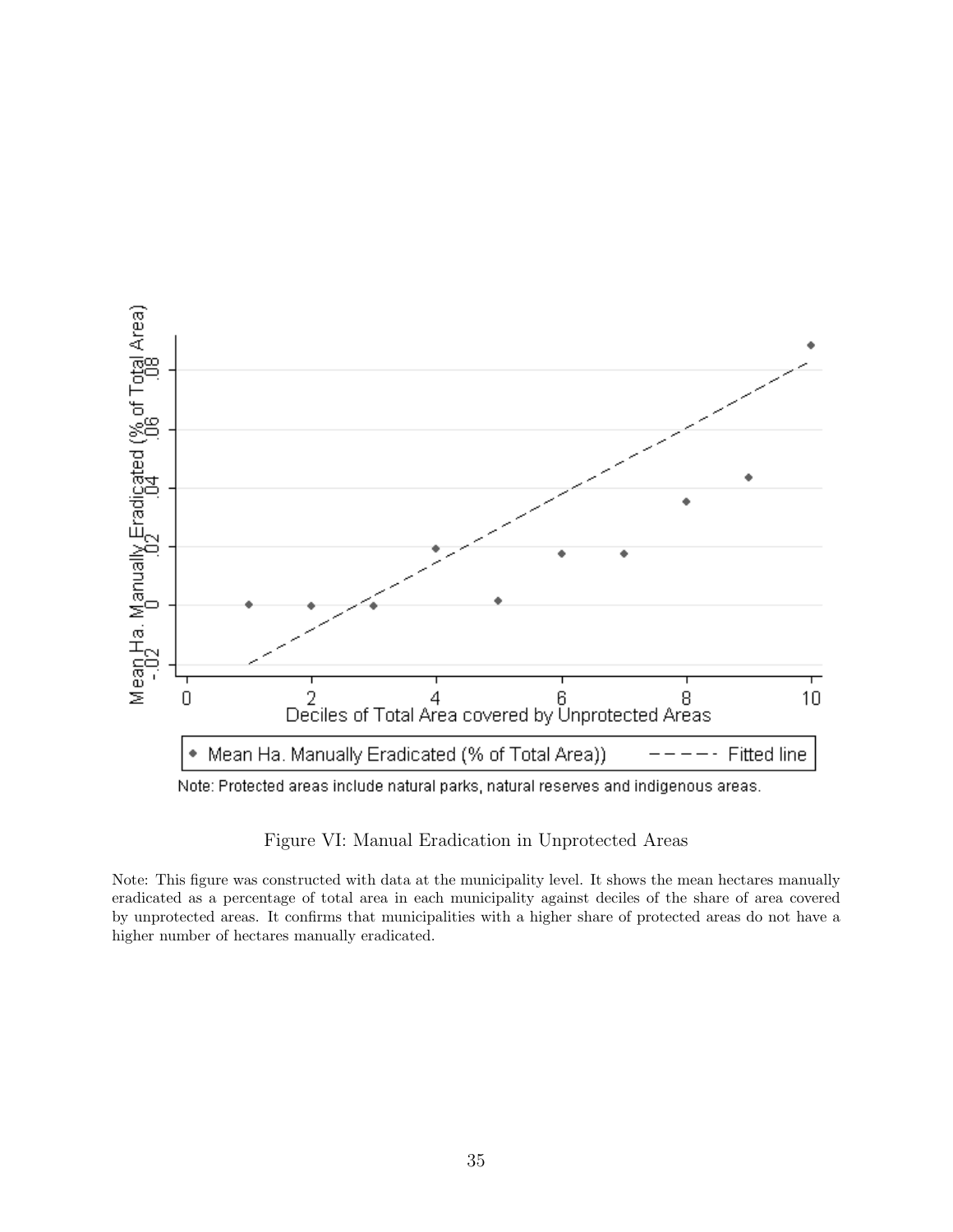Figure VI: Manual Eradication in Unprotected Areas

Note: This figure was constructed with data at the municipality level. It shows the mean hectares manually eradicated as a percentage of total area in each municipality against deciles of the share of area covered by unprotected areas. It confirms that municipalities with a higher share of protected areas do not have a higher number of hectares manually eradicated.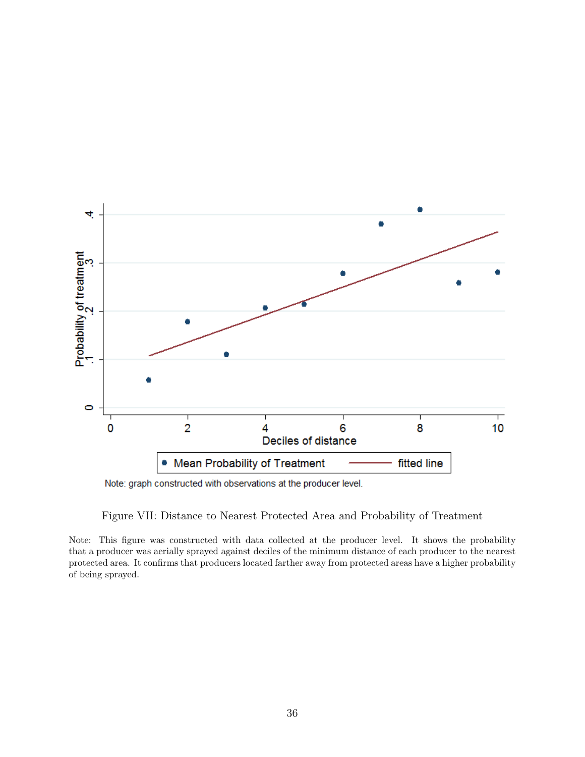Probability of treatment

0 .1 .2 .3 .4

0 2 4 6 8 10

Deciles of distance

Mean Probability of Treatment

fitted line

Note: graph constructed with observations at the producer level.

Figure VII: Distance to Nearest Protected Area and Probability of Treatment

Note: This figure was constructed with data collected at the producer level. It shows the probability that a producer was aerially sprayed against deciles of the minimum distance of each producer to the nearest protected area. It confirms that producers located farther away from protected areas have a higher probability of being sprayed.